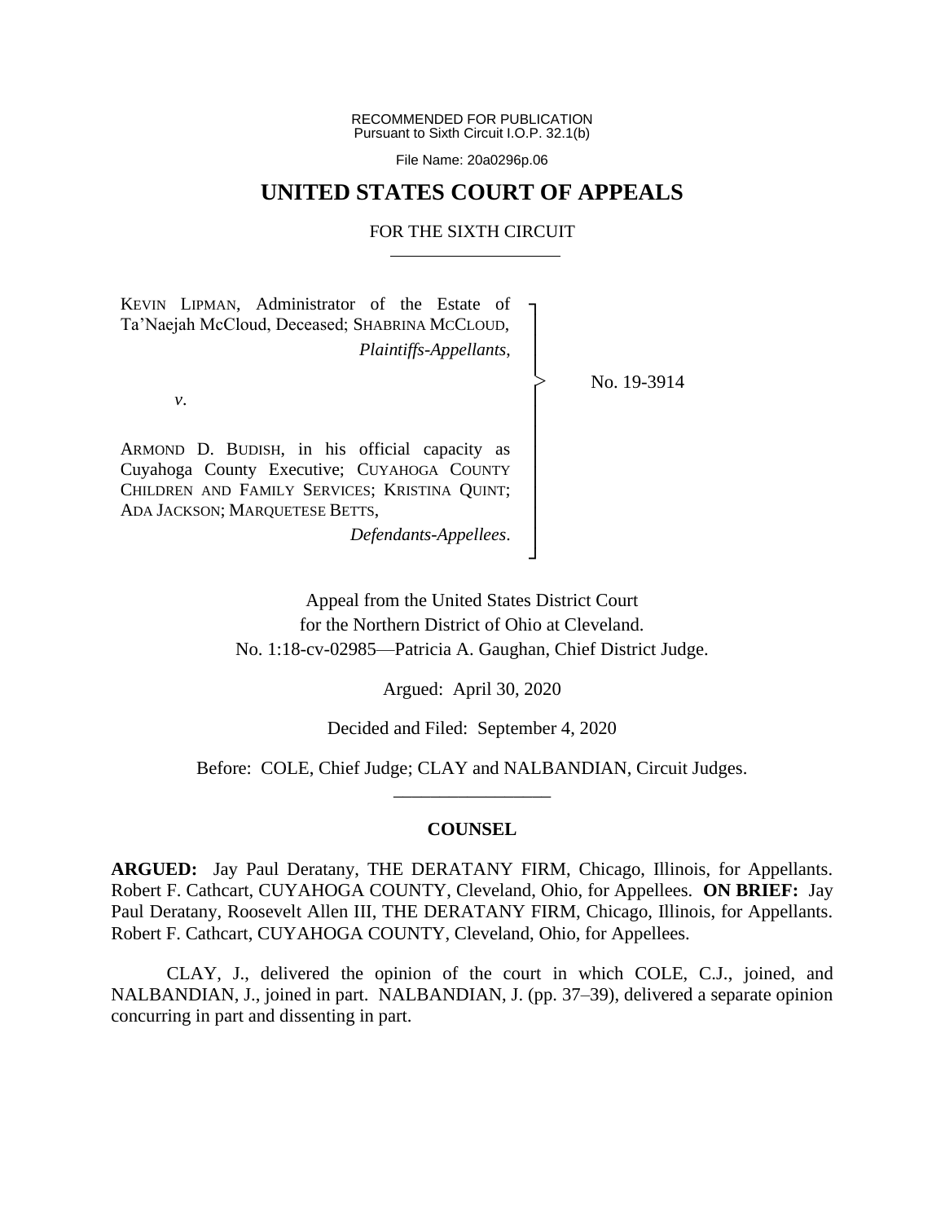RECOMMENDED FOR PUBLICATION
Pursuant to Sixth Circuit I.O.P. 32.1(b)

File Name: 20a0296p.06

# UNITED STATES COURT OF APPEALS

## FOR THE SIXTH CIRCUIT

KEVIN LIPMAN, Administrator of the Estate of Ta'Naejah McCloud, Deceased; SHABRINA MCCLOUD,
*Plaintiffs-Appellants*,

*v*.

ARMOND D. BUDISH, in his official capacity as Cuyahoga County Executive; CUYAHOGA COUNTY CHILDREN AND FAMILY SERVICES; KRISTINA QUINT; ADA JACKSON; MARQUETESE BETTS,
*Defendants-Appellees*.

No. 19-3914

Appeal from the United States District Court
for the Northern District of Ohio at Cleveland.
No. 1:18-cv-02985—Patricia A. Gaughan, Chief District Judge.

Argued: April 30, 2020

Decided and Filed: September 4, 2020

Before: COLE, Chief Judge; CLAY and NALBANDIAN, Circuit Judges.

### COUNSEL

**ARGUED:** Jay Paul Deratany, THE DERATANY FIRM, Chicago, Illinois, for Appellants. Robert F. Cathcart, CUYAHOGA COUNTY, Cleveland, Ohio, for Appellees. **ON BRIEF:** Jay Paul Deratany, Roosevelt Allen III, THE DERATANY FIRM, Chicago, Illinois, for Appellants. Robert F. Cathcart, CUYAHOGA COUNTY, Cleveland, Ohio, for Appellees.

CLAY, J., delivered the opinion of the court in which COLE, C.J., joined, and NALBANDIAN, J., joined in part. NALBANDIAN, J. (pp. 37–39), delivered a separate opinion concurring in part and dissenting in part.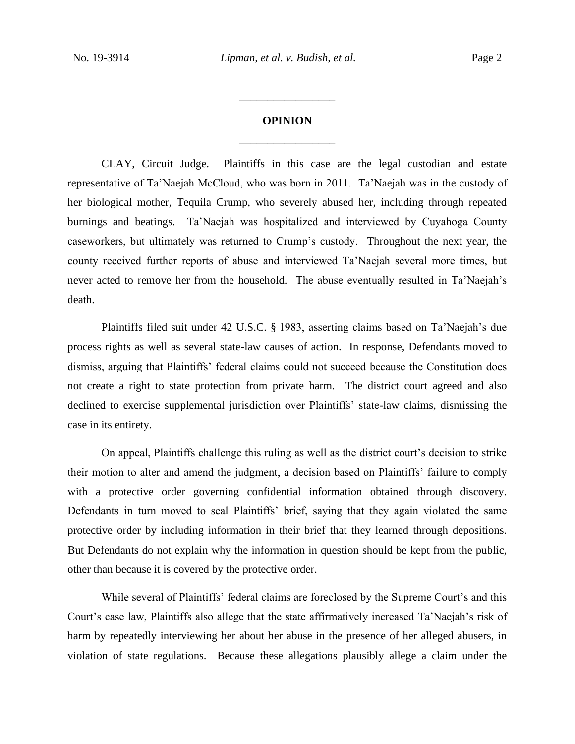## OPINION

CLAY, Circuit Judge. Plaintiffs in this case are the legal custodian and estate representative of Ta'Naejah McCloud, who was born in 2011. Ta'Naejah was in the custody of her biological mother, Tequila Crump, who severely abused her, including through repeated burnings and beatings. Ta'Naejah was hospitalized and interviewed by Cuyahoga County caseworkers, but ultimately was returned to Crump's custody. Throughout the next year, the county received further reports of abuse and interviewed Ta'Naejah several more times, but never acted to remove her from the household. The abuse eventually resulted in Ta'Naejah's death.

Plaintiffs filed suit under 42 U.S.C. § 1983, asserting claims based on Ta'Naejah's due process rights as well as several state-law causes of action. In response, Defendants moved to dismiss, arguing that Plaintiffs' federal claims could not succeed because the Constitution does not create a right to state protection from private harm. The district court agreed and also declined to exercise supplemental jurisdiction over Plaintiffs' state-law claims, dismissing the case in its entirety.

On appeal, Plaintiffs challenge this ruling as well as the district court's decision to strike their motion to alter and amend the judgment, a decision based on Plaintiffs' failure to comply with a protective order governing confidential information obtained through discovery. Defendants in turn moved to seal Plaintiffs' brief, saying that they again violated the same protective order by including information in their brief that they learned through depositions. But Defendants do not explain why the information in question should be kept from the public, other than because it is covered by the protective order.

While several of Plaintiffs' federal claims are foreclosed by the Supreme Court's and this Court's case law, Plaintiffs also allege that the state affirmatively increased Ta'Naejah's risk of harm by repeatedly interviewing her about her abuse in the presence of her alleged abusers, in violation of state regulations. Because these allegations plausibly allege a claim under the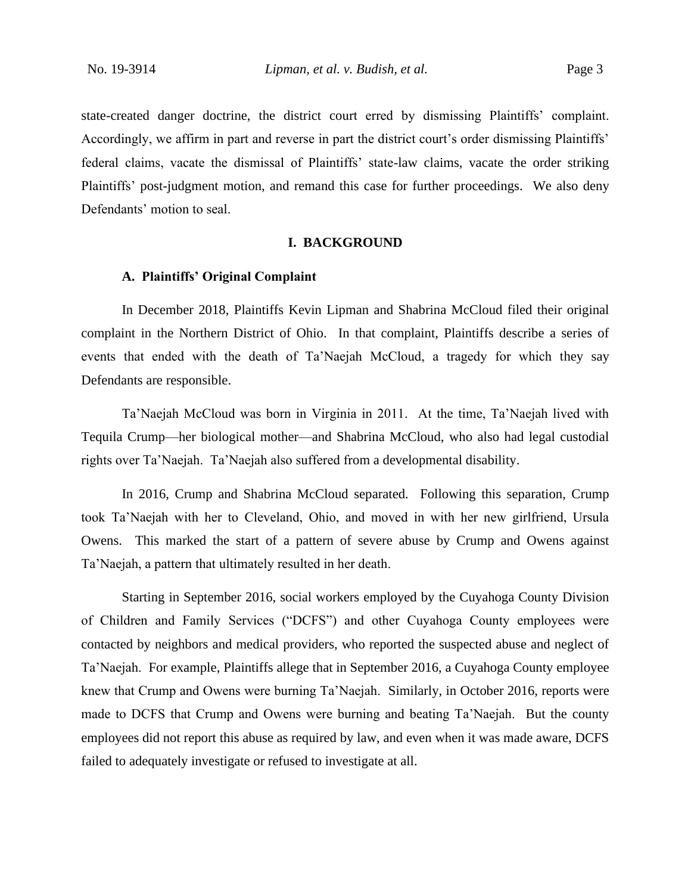state-created danger doctrine, the district court erred by dismissing Plaintiffs' complaint. Accordingly, we affirm in part and reverse in part the district court's order dismissing Plaintiffs' federal claims, vacate the dismissal of Plaintiffs' state-law claims, vacate the order striking Plaintiffs' post-judgment motion, and remand this case for further proceedings. We also deny Defendants' motion to seal.

## I. BACKGROUND

### A. Plaintiffs' Original Complaint

In December 2018, Plaintiffs Kevin Lipman and Shabrina McCloud filed their original complaint in the Northern District of Ohio. In that complaint, Plaintiffs describe a series of events that ended with the death of Ta'Naejah McCloud, a tragedy for which they say Defendants are responsible.

Ta'Naejah McCloud was born in Virginia in 2011. At the time, Ta'Naejah lived with Tequila Crump—her biological mother—and Shabrina McCloud, who also had legal custodial rights over Ta'Naejah. Ta'Naejah also suffered from a developmental disability.

In 2016, Crump and Shabrina McCloud separated. Following this separation, Crump took Ta'Naejah with her to Cleveland, Ohio, and moved in with her new girlfriend, Ursula Owens. This marked the start of a pattern of severe abuse by Crump and Owens against Ta'Naejah, a pattern that ultimately resulted in her death.

Starting in September 2016, social workers employed by the Cuyahoga County Division of Children and Family Services ("DCFS") and other Cuyahoga County employees were contacted by neighbors and medical providers, who reported the suspected abuse and neglect of Ta'Naejah. For example, Plaintiffs allege that in September 2016, a Cuyahoga County employee knew that Crump and Owens were burning Ta'Naejah. Similarly, in October 2016, reports were made to DCFS that Crump and Owens were burning and beating Ta'Naejah. But the county employees did not report this abuse as required by law, and even when it was made aware, DCFS failed to adequately investigate or refused to investigate at all.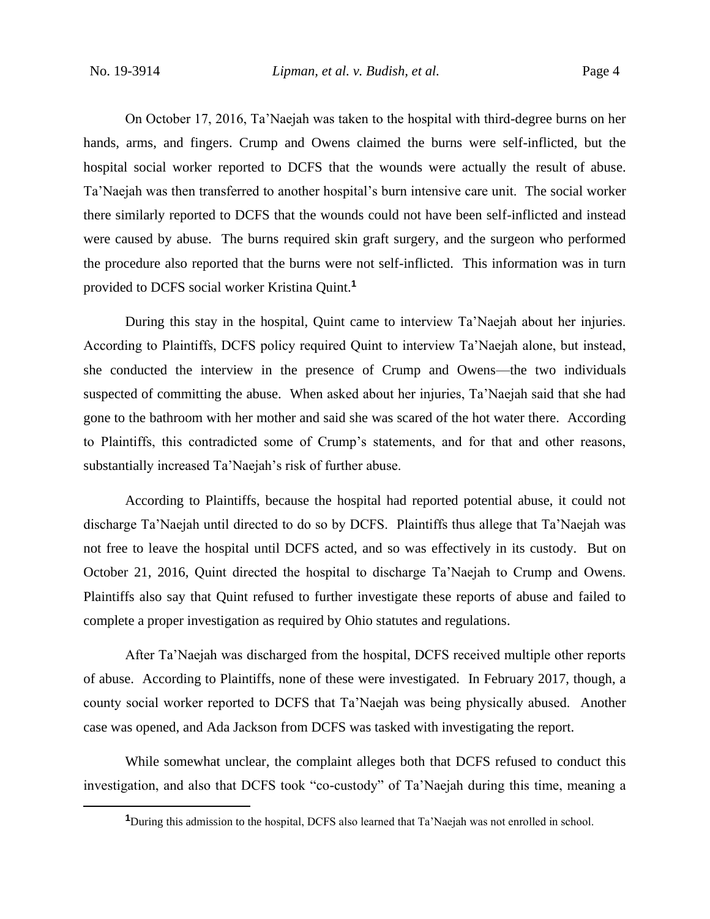On October 17, 2016, Ta'Naejah was taken to the hospital with third-degree burns on her hands, arms, and fingers. Crump and Owens claimed the burns were self-inflicted, but the hospital social worker reported to DCFS that the wounds were actually the result of abuse. Ta'Naejah was then transferred to another hospital's burn intensive care unit. The social worker there similarly reported to DCFS that the wounds could not have been self-inflicted and instead were caused by abuse. The burns required skin graft surgery, and the surgeon who performed the procedure also reported that the burns were not self-inflicted. This information was in turn provided to DCFS social worker Kristina Quint.[1]

During this stay in the hospital, Quint came to interview Ta'Naejah about her injuries. According to Plaintiffs, DCFS policy required Quint to interview Ta'Naejah alone, but instead, she conducted the interview in the presence of Crump and Owens—the two individuals suspected of committing the abuse. When asked about her injuries, Ta'Naejah said that she had gone to the bathroom with her mother and said she was scared of the hot water there. According to Plaintiffs, this contradicted some of Crump's statements, and for that and other reasons, substantially increased Ta'Naejah's risk of further abuse.

According to Plaintiffs, because the hospital had reported potential abuse, it could not discharge Ta'Naejah until directed to do so by DCFS. Plaintiffs thus allege that Ta'Naejah was not free to leave the hospital until DCFS acted, and so was effectively in its custody. But on October 21, 2016, Quint directed the hospital to discharge Ta'Naejah to Crump and Owens. Plaintiffs also say that Quint refused to further investigate these reports of abuse and failed to complete a proper investigation as required by Ohio statutes and regulations.

After Ta'Naejah was discharged from the hospital, DCFS received multiple other reports of abuse. According to Plaintiffs, none of these were investigated. In February 2017, though, a county social worker reported to DCFS that Ta'Naejah was being physically abused. Another case was opened, and Ada Jackson from DCFS was tasked with investigating the report.

While somewhat unclear, the complaint alleges both that DCFS refused to conduct this investigation, and also that DCFS took "co-custody" of Ta'Naejah during this time, meaning a

[1]During this admission to the hospital, DCFS also learned that Ta'Naejah was not enrolled in school.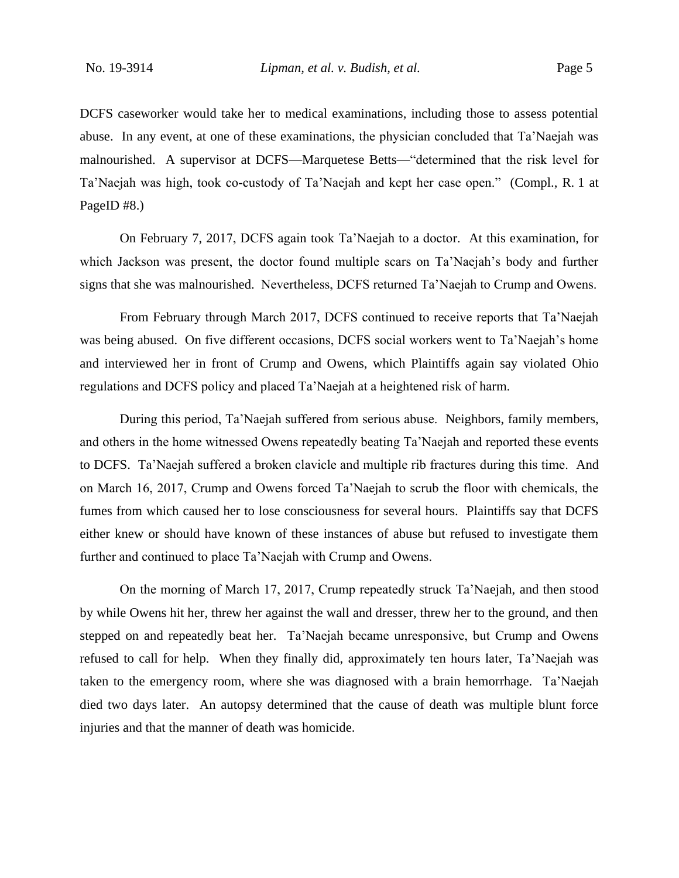DCFS caseworker would take her to medical examinations, including those to assess potential abuse. In any event, at one of these examinations, the physician concluded that Ta'Naejah was malnourished. A supervisor at DCFS—Marquetese Betts—"determined that the risk level for Ta'Naejah was high, took co-custody of Ta'Naejah and kept her case open." (Compl., R. 1 at PageID #8.)

On February 7, 2017, DCFS again took Ta'Naejah to a doctor. At this examination, for which Jackson was present, the doctor found multiple scars on Ta'Naejah's body and further signs that she was malnourished. Nevertheless, DCFS returned Ta'Naejah to Crump and Owens.

From February through March 2017, DCFS continued to receive reports that Ta'Naejah was being abused. On five different occasions, DCFS social workers went to Ta'Naejah's home and interviewed her in front of Crump and Owens, which Plaintiffs again say violated Ohio regulations and DCFS policy and placed Ta'Naejah at a heightened risk of harm.

During this period, Ta'Naejah suffered from serious abuse. Neighbors, family members, and others in the home witnessed Owens repeatedly beating Ta'Naejah and reported these events to DCFS. Ta'Naejah suffered a broken clavicle and multiple rib fractures during this time. And on March 16, 2017, Crump and Owens forced Ta'Naejah to scrub the floor with chemicals, the fumes from which caused her to lose consciousness for several hours. Plaintiffs say that DCFS either knew or should have known of these instances of abuse but refused to investigate them further and continued to place Ta'Naejah with Crump and Owens.

On the morning of March 17, 2017, Crump repeatedly struck Ta'Naejah, and then stood by while Owens hit her, threw her against the wall and dresser, threw her to the ground, and then stepped on and repeatedly beat her. Ta'Naejah became unresponsive, but Crump and Owens refused to call for help. When they finally did, approximately ten hours later, Ta'Naejah was taken to the emergency room, where she was diagnosed with a brain hemorrhage. Ta'Naejah died two days later. An autopsy determined that the cause of death was multiple blunt force injuries and that the manner of death was homicide.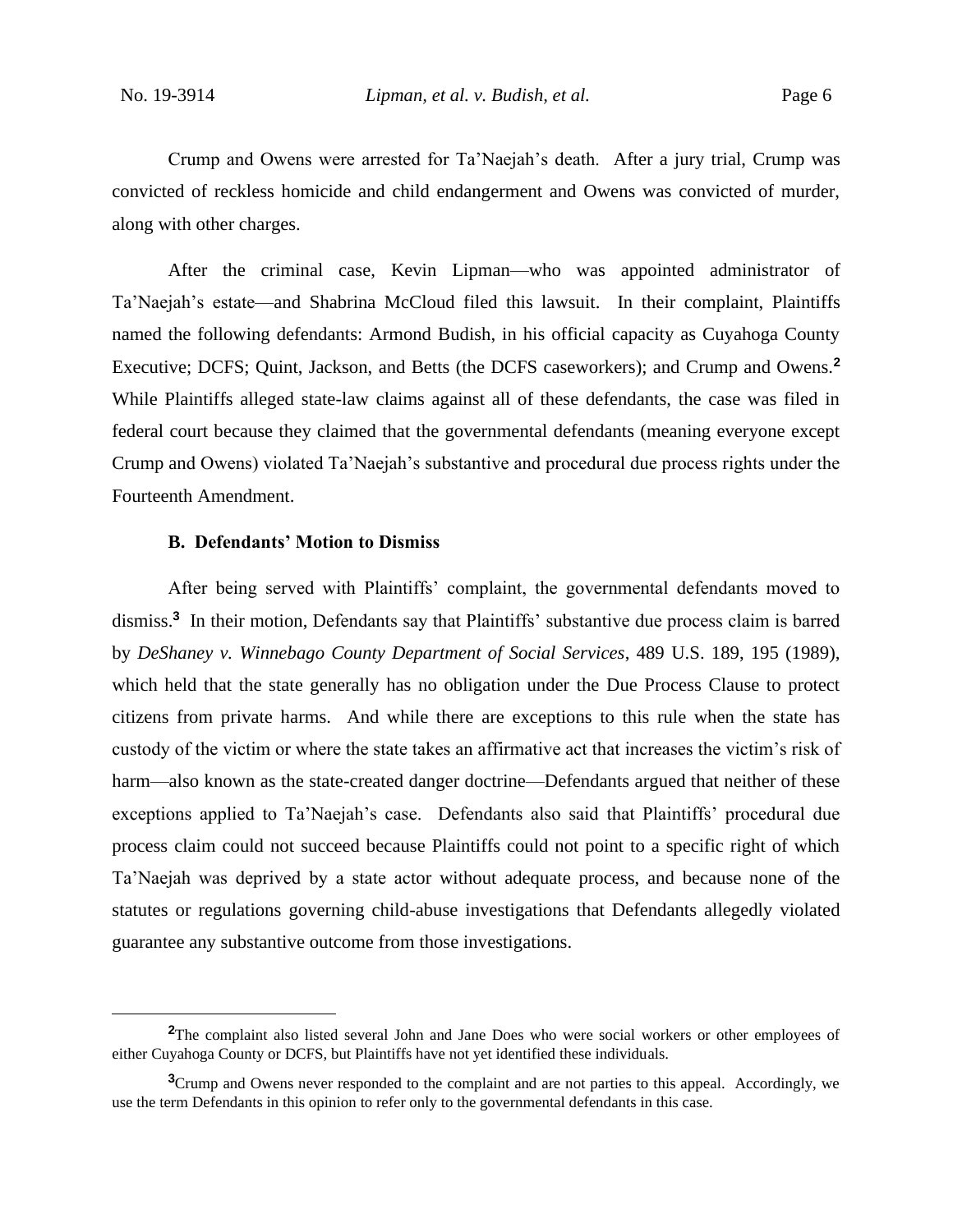Crump and Owens were arrested for Ta'Naejah's death. After a jury trial, Crump was convicted of reckless homicide and child endangerment and Owens was convicted of murder, along with other charges.

After the criminal case, Kevin Lipman—who was appointed administrator of Ta'Naejah's estate—and Shabrina McCloud filed this lawsuit. In their complaint, Plaintiffs named the following defendants: Armond Budish, in his official capacity as Cuyahoga County Executive; DCFS; Quint, Jackson, and Betts (the DCFS caseworkers); and Crump and Owens.[2] While Plaintiffs alleged state-law claims against all of these defendants, the case was filed in federal court because they claimed that the governmental defendants (meaning everyone except Crump and Owens) violated Ta'Naejah's substantive and procedural due process rights under the Fourteenth Amendment.

### B. Defendants' Motion to Dismiss

After being served with Plaintiffs' complaint, the governmental defendants moved to dismiss.[3] In their motion, Defendants say that Plaintiffs' substantive due process claim is barred by *DeShaney v. Winnebago County Department of Social Services*, 489 U.S. 189, 195 (1989), which held that the state generally has no obligation under the Due Process Clause to protect citizens from private harms. And while there are exceptions to this rule when the state has custody of the victim or where the state takes an affirmative act that increases the victim's risk of harm—also known as the state-created danger doctrine—Defendants argued that neither of these exceptions applied to Ta'Naejah's case. Defendants also said that Plaintiffs' procedural due process claim could not succeed because Plaintiffs could not point to a specific right of which Ta'Naejah was deprived by a state actor without adequate process, and because none of the statutes or regulations governing child-abuse investigations that Defendants allegedly violated guarantee any substantive outcome from those investigations.

---

[2]The complaint also listed several John and Jane Does who were social workers or other employees of either Cuyahoga County or DCFS, but Plaintiffs have not yet identified these individuals.

[3]Crump and Owens never responded to the complaint and are not parties to this appeal. Accordingly, we use the term Defendants in this opinion to refer only to the governmental defendants in this case.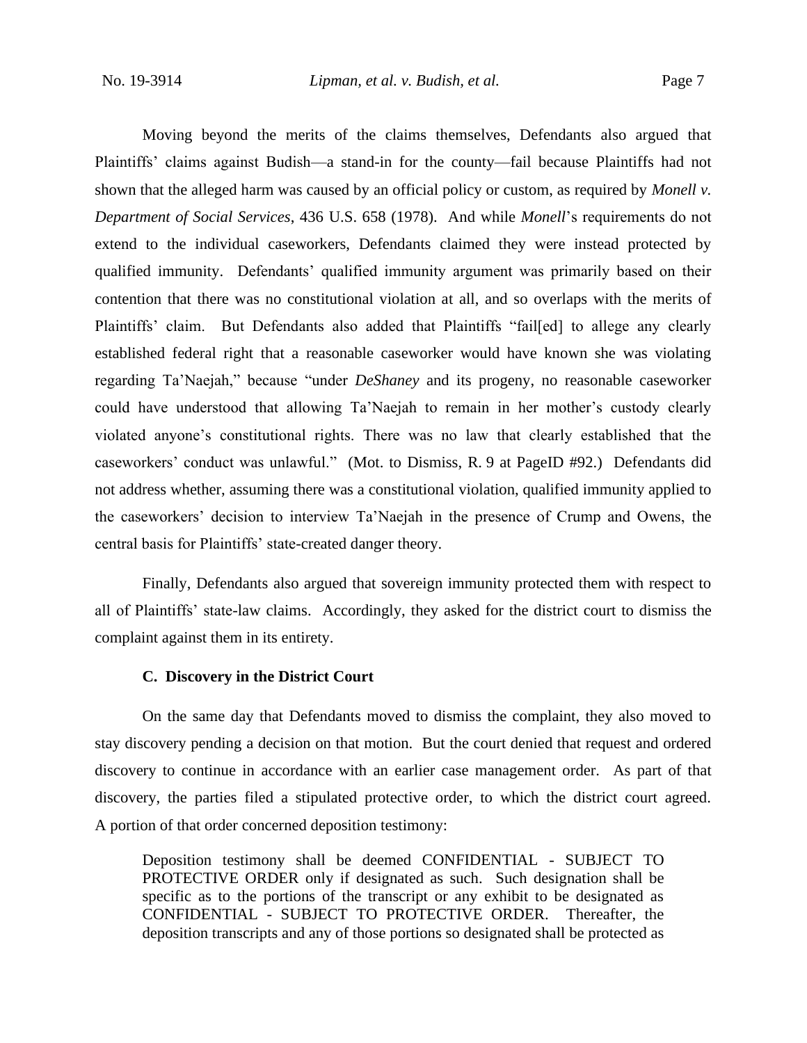Moving beyond the merits of the claims themselves, Defendants also argued that Plaintiffs' claims against Budish—a stand-in for the county—fail because Plaintiffs had not shown that the alleged harm was caused by an official policy or custom, as required by *Monell v. Department of Social Services*, 436 U.S. 658 (1978). And while *Monell*'s requirements do not extend to the individual caseworkers, Defendants claimed they were instead protected by qualified immunity. Defendants' qualified immunity argument was primarily based on their contention that there was no constitutional violation at all, and so overlaps with the merits of Plaintiffs' claim. But Defendants also added that Plaintiffs "fail[ed] to allege any clearly established federal right that a reasonable caseworker would have known she was violating regarding Ta'Naejah," because "under *DeShaney* and its progeny, no reasonable caseworker could have understood that allowing Ta'Naejah to remain in her mother's custody clearly violated anyone's constitutional rights. There was no law that clearly established that the caseworkers' conduct was unlawful." (Mot. to Dismiss, R. 9 at PageID #92.) Defendants did not address whether, assuming there was a constitutional violation, qualified immunity applied to the caseworkers' decision to interview Ta'Naejah in the presence of Crump and Owens, the central basis for Plaintiffs' state-created danger theory.

Finally, Defendants also argued that sovereign immunity protected them with respect to all of Plaintiffs' state-law claims. Accordingly, they asked for the district court to dismiss the complaint against them in its entirety.

### C. Discovery in the District Court

On the same day that Defendants moved to dismiss the complaint, they also moved to stay discovery pending a decision on that motion. But the court denied that request and ordered discovery to continue in accordance with an earlier case management order. As part of that discovery, the parties filed a stipulated protective order, to which the district court agreed. A portion of that order concerned deposition testimony:

> Deposition testimony shall be deemed CONFIDENTIAL - SUBJECT TO PROTECTIVE ORDER only if designated as such. Such designation shall be specific as to the portions of the transcript or any exhibit to be designated as CONFIDENTIAL - SUBJECT TO PROTECTIVE ORDER. Thereafter, the deposition transcripts and any of those portions so designated shall be protected as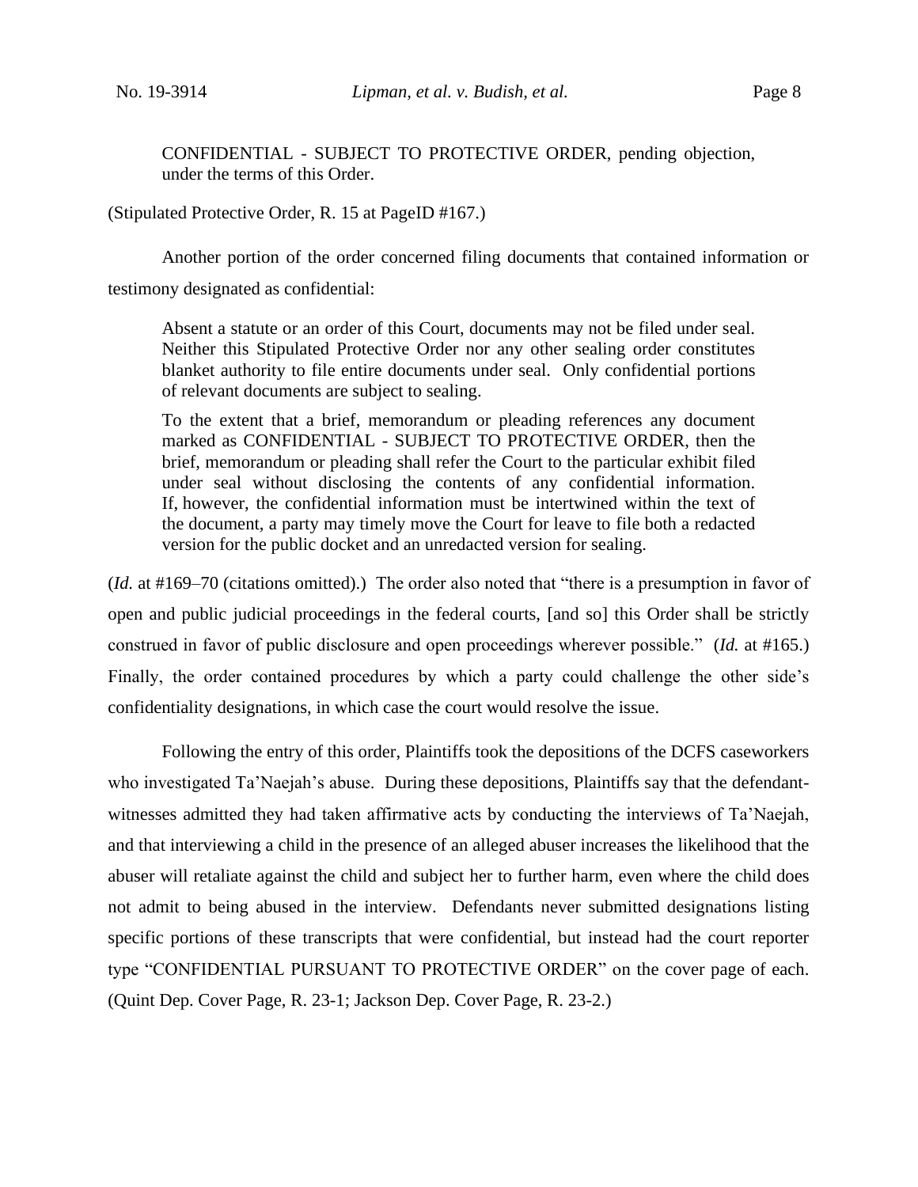> CONFIDENTIAL - SUBJECT TO PROTECTIVE ORDER, pending objection, under the terms of this Order.

(Stipulated Protective Order, R. 15 at PageID #167.)

Another portion of the order concerned filing documents that contained information or testimony designated as confidential:

> Absent a statute or an order of this Court, documents may not be filed under seal. Neither this Stipulated Protective Order nor any other sealing order constitutes blanket authority to file entire documents under seal. Only confidential portions of relevant documents are subject to sealing.
>
> To the extent that a brief, memorandum or pleading references any document marked as CONFIDENTIAL - SUBJECT TO PROTECTIVE ORDER, then the brief, memorandum or pleading shall refer the Court to the particular exhibit filed under seal without disclosing the contents of any confidential information. If, however, the confidential information must be intertwined within the text of the document, a party may timely move the Court for leave to file both a redacted version for the public docket and an unredacted version for sealing.

(*Id.* at #169–70 (citations omitted).) The order also noted that "there is a presumption in favor of open and public judicial proceedings in the federal courts, [and so] this Order shall be strictly construed in favor of public disclosure and open proceedings wherever possible." (*Id.* at #165.) Finally, the order contained procedures by which a party could challenge the other side's confidentiality designations, in which case the court would resolve the issue.

Following the entry of this order, Plaintiffs took the depositions of the DCFS caseworkers who investigated Ta'Naejah's abuse. During these depositions, Plaintiffs say that the defendant-witnesses admitted they had taken affirmative acts by conducting the interviews of Ta'Naejah, and that interviewing a child in the presence of an alleged abuser increases the likelihood that the abuser will retaliate against the child and subject her to further harm, even where the child does not admit to being abused in the interview. Defendants never submitted designations listing specific portions of these transcripts that were confidential, but instead had the court reporter type "CONFIDENTIAL PURSUANT TO PROTECTIVE ORDER" on the cover page of each. (Quint Dep. Cover Page, R. 23-1; Jackson Dep. Cover Page, R. 23-2.)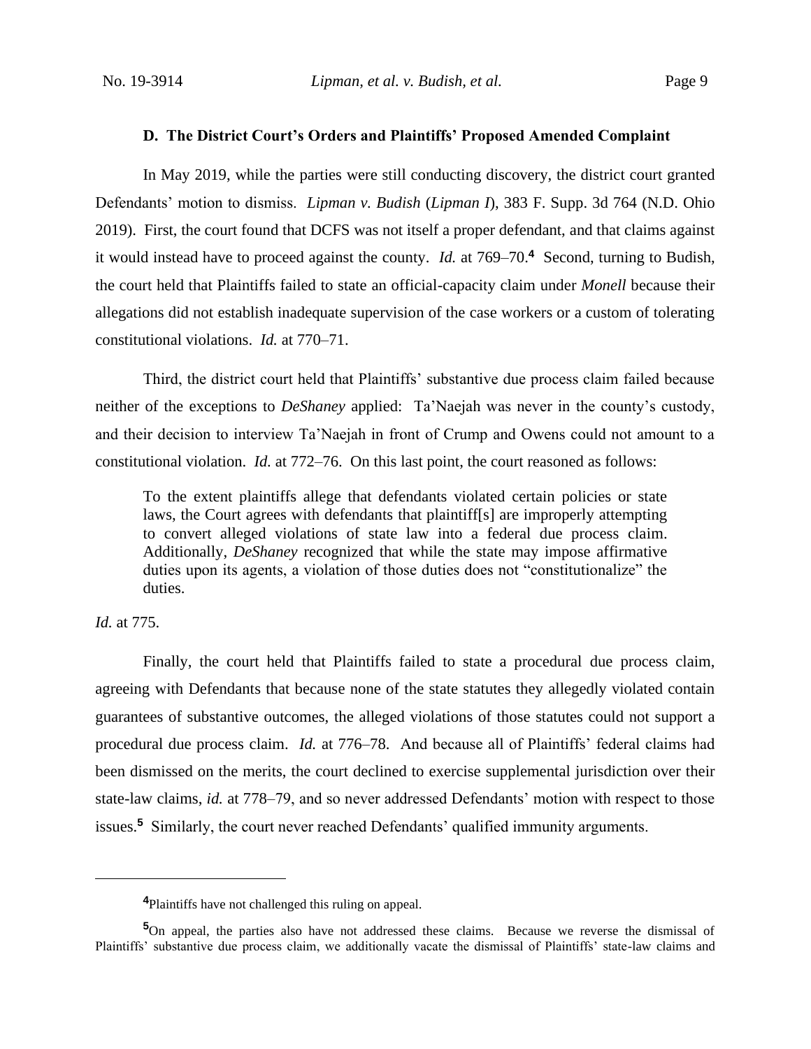### D. The District Court's Orders and Plaintiffs' Proposed Amended Complaint

In May 2019, while the parties were still conducting discovery, the district court granted Defendants' motion to dismiss. *Lipman v. Budish* (*Lipman I*), 383 F. Supp. 3d 764 (N.D. Ohio 2019). First, the court found that DCFS was not itself a proper defendant, and that claims against it would instead have to proceed against the county. *Id.* at 769–70.[4] Second, turning to Budish, the court held that Plaintiffs failed to state an official-capacity claim under *Monell* because their allegations did not establish inadequate supervision of the case workers or a custom of tolerating constitutional violations. *Id.* at 770–71.

Third, the district court held that Plaintiffs' substantive due process claim failed because neither of the exceptions to *DeShaney* applied: Ta'Naejah was never in the county's custody, and their decision to interview Ta'Naejah in front of Crump and Owens could not amount to a constitutional violation. *Id.* at 772–76. On this last point, the court reasoned as follows:

> To the extent plaintiffs allege that defendants violated certain policies or state laws, the Court agrees with defendants that plaintiff[s] are improperly attempting to convert alleged violations of state law into a federal due process claim. Additionally, *DeShaney* recognized that while the state may impose affirmative duties upon its agents, a violation of those duties does not "constitutionalize" the duties.

*Id.* at 775.

Finally, the court held that Plaintiffs failed to state a procedural due process claim, agreeing with Defendants that because none of the state statutes they allegedly violated contain guarantees of substantive outcomes, the alleged violations of those statutes could not support a procedural due process claim. *Id.* at 776–78. And because all of Plaintiffs' federal claims had been dismissed on the merits, the court declined to exercise supplemental jurisdiction over their state-law claims, *id.* at 778–79, and so never addressed Defendants' motion with respect to those issues.[5] Similarly, the court never reached Defendants' qualified immunity arguments.

---

[4] Plaintiffs have not challenged this ruling on appeal.

[5] On appeal, the parties also have not addressed these claims. Because we reverse the dismissal of Plaintiffs' substantive due process claim, we additionally vacate the dismissal of Plaintiffs' state-law claims and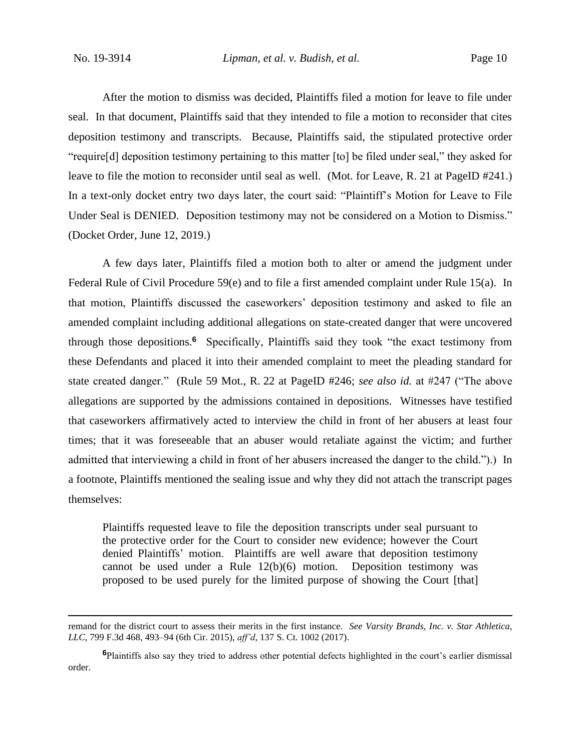After the motion to dismiss was decided, Plaintiffs filed a motion for leave to file under seal. In that document, Plaintiffs said that they intended to file a motion to reconsider that cites deposition testimony and transcripts. Because, Plaintiffs said, the stipulated protective order "require[d] deposition testimony pertaining to this matter [to] be filed under seal," they asked for leave to file the motion to reconsider until seal as well. (Mot. for Leave, R. 21 at PageID #241.) In a text-only docket entry two days later, the court said: "Plaintiff's Motion for Leave to File Under Seal is DENIED. Deposition testimony may not be considered on a Motion to Dismiss." (Docket Order, June 12, 2019.)

A few days later, Plaintiffs filed a motion both to alter or amend the judgment under Federal Rule of Civil Procedure 59(e) and to file a first amended complaint under Rule 15(a). In that motion, Plaintiffs discussed the caseworkers' deposition testimony and asked to file an amended complaint including additional allegations on state-created danger that were uncovered through those depositions.[6] Specifically, Plaintiffs said they took "the exact testimony from these Defendants and placed it into their amended complaint to meet the pleading standard for state created danger." (Rule 59 Mot., R. 22 at PageID #246; *see also id.* at #247 ("The above allegations are supported by the admissions contained in depositions. Witnesses have testified that caseworkers affirmatively acted to interview the child in front of her abusers at least four times; that it was foreseeable that an abuser would retaliate against the victim; and further admitted that interviewing a child in front of her abusers increased the danger to the child.").) In a footnote, Plaintiffs mentioned the sealing issue and why they did not attach the transcript pages themselves:

> Plaintiffs requested leave to file the deposition transcripts under seal pursuant to the protective order for the Court to consider new evidence; however the Court denied Plaintiffs' motion. Plaintiffs are well aware that deposition testimony cannot be used under a Rule 12(b)(6) motion. Deposition testimony was proposed to be used purely for the limited purpose of showing the Court [that]

---

remand for the district court to assess their merits in the first instance. *See Varsity Brands, Inc. v. Star Athletica, LLC*, 799 F.3d 468, 493–94 (6th Cir. 2015), *aff'd*, 137 S. Ct. 1002 (2017).

[6]Plaintiffs also say they tried to address other potential defects highlighted in the court's earlier dismissal order.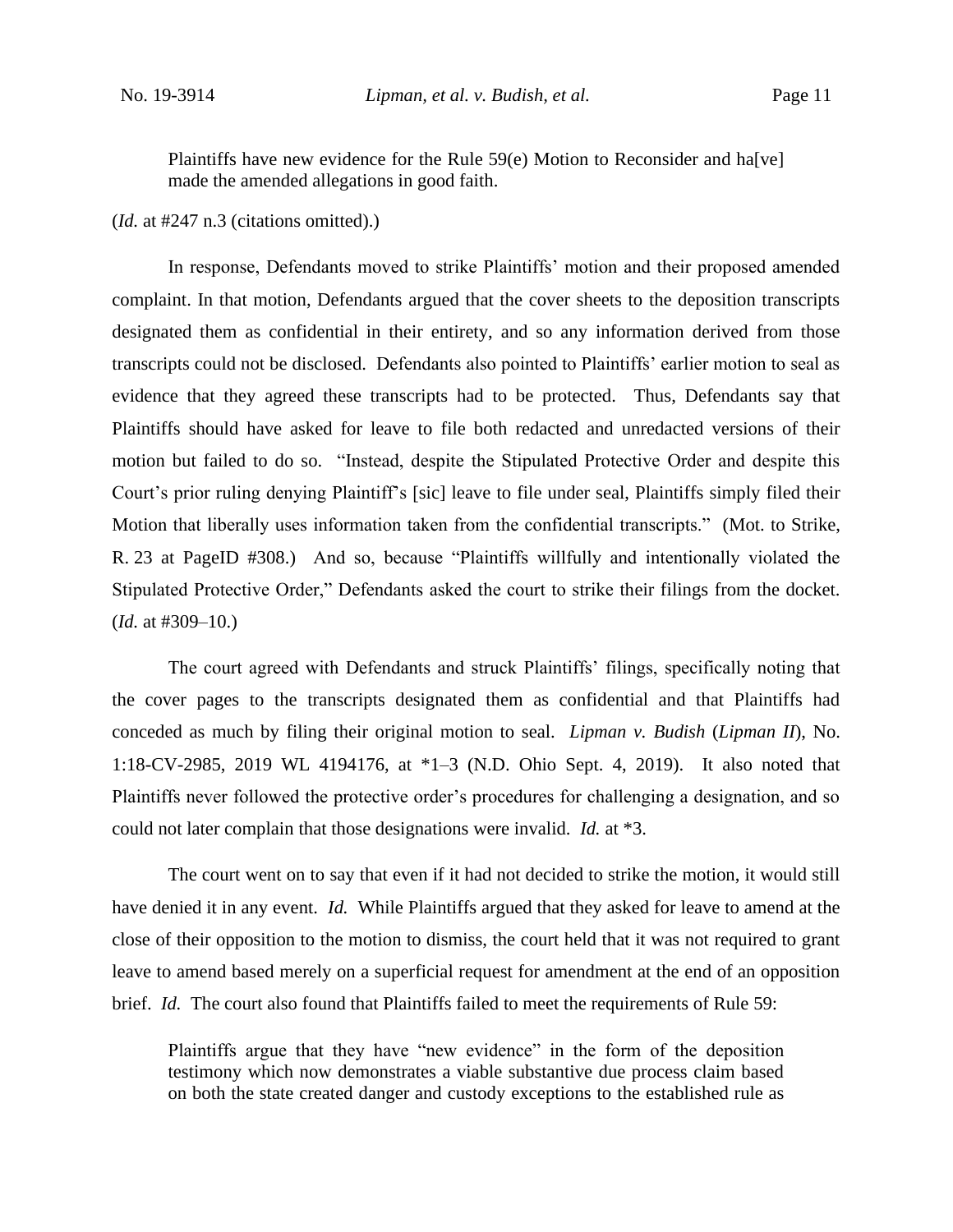> Plaintiffs have new evidence for the Rule 59(e) Motion to Reconsider and ha[ve] made the amended allegations in good faith.

(*Id.* at #247 n.3 (citations omitted).)

In response, Defendants moved to strike Plaintiffs' motion and their proposed amended complaint. In that motion, Defendants argued that the cover sheets to the deposition transcripts designated them as confidential in their entirety, and so any information derived from those transcripts could not be disclosed. Defendants also pointed to Plaintiffs' earlier motion to seal as evidence that they agreed these transcripts had to be protected. Thus, Defendants say that Plaintiffs should have asked for leave to file both redacted and unredacted versions of their motion but failed to do so. "Instead, despite the Stipulated Protective Order and despite this Court's prior ruling denying Plaintiff's [sic] leave to file under seal, Plaintiffs simply filed their Motion that liberally uses information taken from the confidential transcripts." (Mot. to Strike, R. 23 at PageID #308.) And so, because "Plaintiffs willfully and intentionally violated the Stipulated Protective Order," Defendants asked the court to strike their filings from the docket. (*Id.* at #309–10.)

The court agreed with Defendants and struck Plaintiffs' filings, specifically noting that the cover pages to the transcripts designated them as confidential and that Plaintiffs had conceded as much by filing their original motion to seal. *Lipman v. Budish* (*Lipman II*), No. 1:18-CV-2985, 2019 WL 4194176, at *1–3 (N.D. Ohio Sept. 4, 2019). It also noted that Plaintiffs never followed the protective order's procedures for challenging a designation, and so could not later complain that those designations were invalid. *Id.* at *3.

The court went on to say that even if it had not decided to strike the motion, it would still have denied it in any event. *Id.* While Plaintiffs argued that they asked for leave to amend at the close of their opposition to the motion to dismiss, the court held that it was not required to grant leave to amend based merely on a superficial request for amendment at the end of an opposition brief. *Id.* The court also found that Plaintiffs failed to meet the requirements of Rule 59:

> Plaintiffs argue that they have "new evidence" in the form of the deposition testimony which now demonstrates a viable substantive due process claim based on both the state created danger and custody exceptions to the established rule as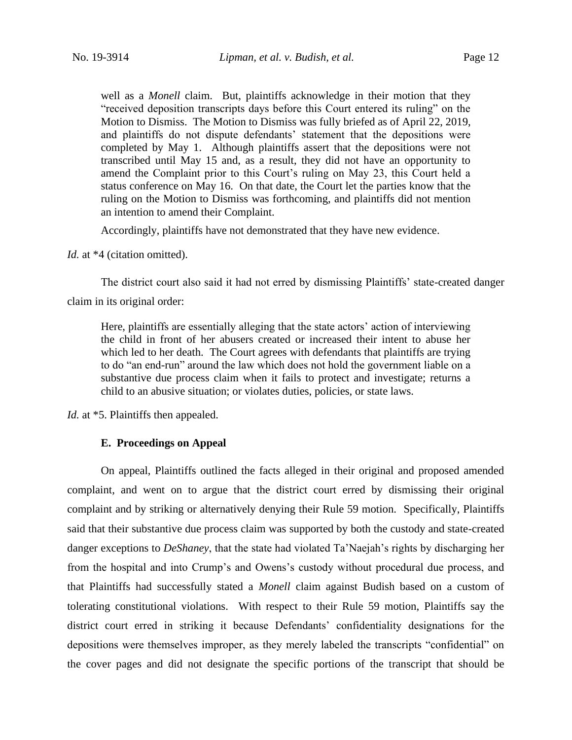> well as a *Monell* claim. But, plaintiffs acknowledge in their motion that they "received deposition transcripts days before this Court entered its ruling" on the Motion to Dismiss. The Motion to Dismiss was fully briefed as of April 22, 2019, and plaintiffs do not dispute defendants' statement that the depositions were completed by May 1. Although plaintiffs assert that the depositions were not transcribed until May 15 and, as a result, they did not have an opportunity to amend the Complaint prior to this Court's ruling on May 23, this Court held a status conference on May 16. On that date, the Court let the parties know that the ruling on the Motion to Dismiss was forthcoming, and plaintiffs did not mention an intention to amend their Complaint.
>
> Accordingly, plaintiffs have not demonstrated that they have new evidence.

*Id.* at *4 (citation omitted).

The district court also said it had not erred by dismissing Plaintiffs' state-created danger claim in its original order:

> Here, plaintiffs are essentially alleging that the state actors' action of interviewing the child in front of her abusers created or increased their intent to abuse her which led to her death. The Court agrees with defendants that plaintiffs are trying to do "an end-run" around the law which does not hold the government liable on a substantive due process claim when it fails to protect and investigate; returns a child to an abusive situation; or violates duties, policies, or state laws.

*Id.* at *5. Plaintiffs then appealed.

### E. Proceedings on Appeal

On appeal, Plaintiffs outlined the facts alleged in their original and proposed amended complaint, and went on to argue that the district court erred by dismissing their original complaint and by striking or alternatively denying their Rule 59 motion. Specifically, Plaintiffs said that their substantive due process claim was supported by both the custody and state-created danger exceptions to *DeShaney*, that the state had violated Ta'Naejah's rights by discharging her from the hospital and into Crump's and Owens's custody without procedural due process, and that Plaintiffs had successfully stated a *Monell* claim against Budish based on a custom of tolerating constitutional violations. With respect to their Rule 59 motion, Plaintiffs say the district court erred in striking it because Defendants' confidentiality designations for the depositions were themselves improper, as they merely labeled the transcripts "confidential" on the cover pages and did not designate the specific portions of the transcript that should be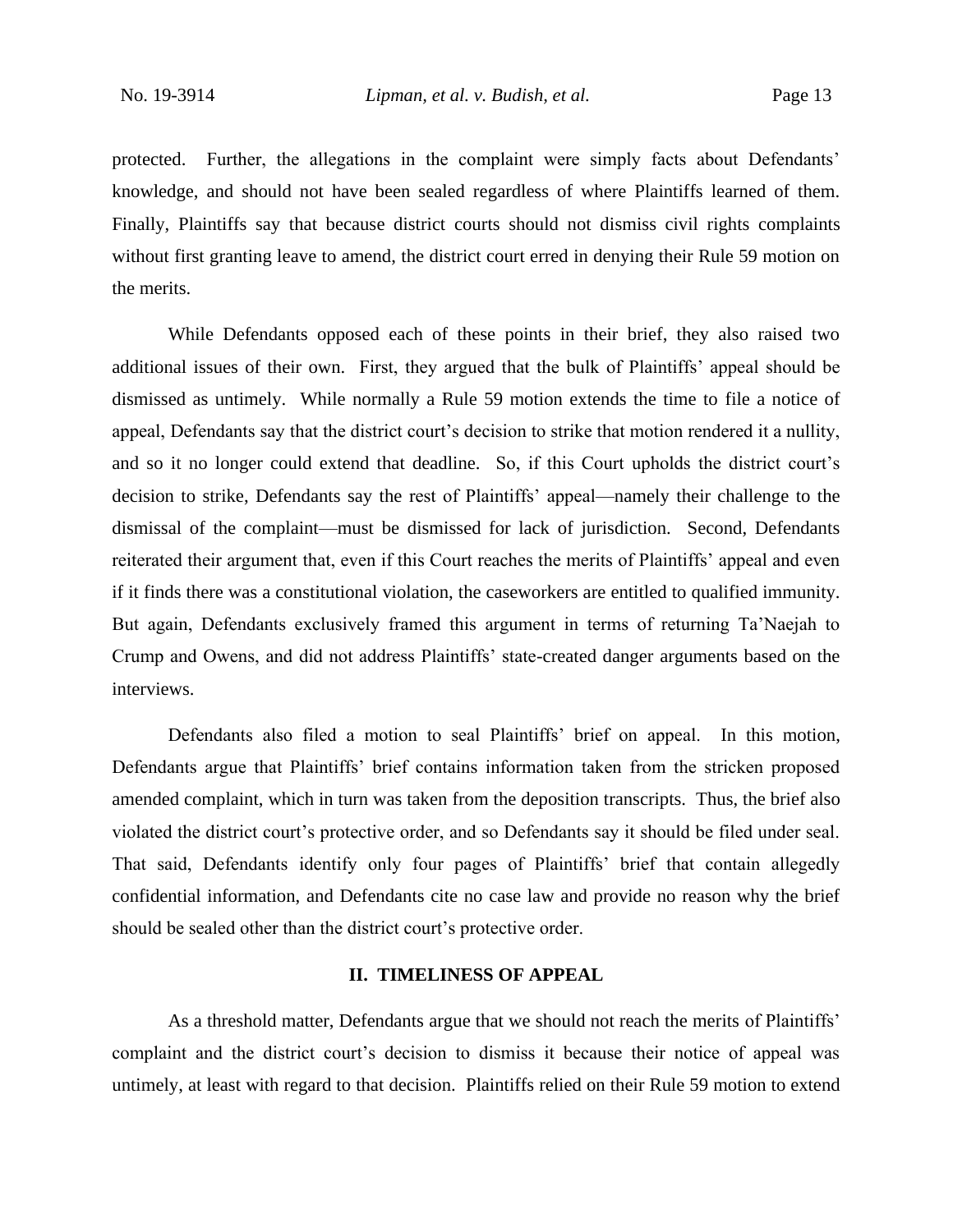protected. Further, the allegations in the complaint were simply facts about Defendants' knowledge, and should not have been sealed regardless of where Plaintiffs learned of them. Finally, Plaintiffs say that because district courts should not dismiss civil rights complaints without first granting leave to amend, the district court erred in denying their Rule 59 motion on the merits.

While Defendants opposed each of these points in their brief, they also raised two additional issues of their own. First, they argued that the bulk of Plaintiffs' appeal should be dismissed as untimely. While normally a Rule 59 motion extends the time to file a notice of appeal, Defendants say that the district court's decision to strike that motion rendered it a nullity, and so it no longer could extend that deadline. So, if this Court upholds the district court's decision to strike, Defendants say the rest of Plaintiffs' appeal—namely their challenge to the dismissal of the complaint—must be dismissed for lack of jurisdiction. Second, Defendants reiterated their argument that, even if this Court reaches the merits of Plaintiffs' appeal and even if it finds there was a constitutional violation, the caseworkers are entitled to qualified immunity. But again, Defendants exclusively framed this argument in terms of returning Ta'Naejah to Crump and Owens, and did not address Plaintiffs' state-created danger arguments based on the interviews.

Defendants also filed a motion to seal Plaintiffs' brief on appeal. In this motion, Defendants argue that Plaintiffs' brief contains information taken from the stricken proposed amended complaint, which in turn was taken from the deposition transcripts. Thus, the brief also violated the district court's protective order, and so Defendants say it should be filed under seal. That said, Defendants identify only four pages of Plaintiffs' brief that contain allegedly confidential information, and Defendants cite no case law and provide no reason why the brief should be sealed other than the district court's protective order.

## II. TIMELINESS OF APPEAL

As a threshold matter, Defendants argue that we should not reach the merits of Plaintiffs' complaint and the district court's decision to dismiss it because their notice of appeal was untimely, at least with regard to that decision. Plaintiffs relied on their Rule 59 motion to extend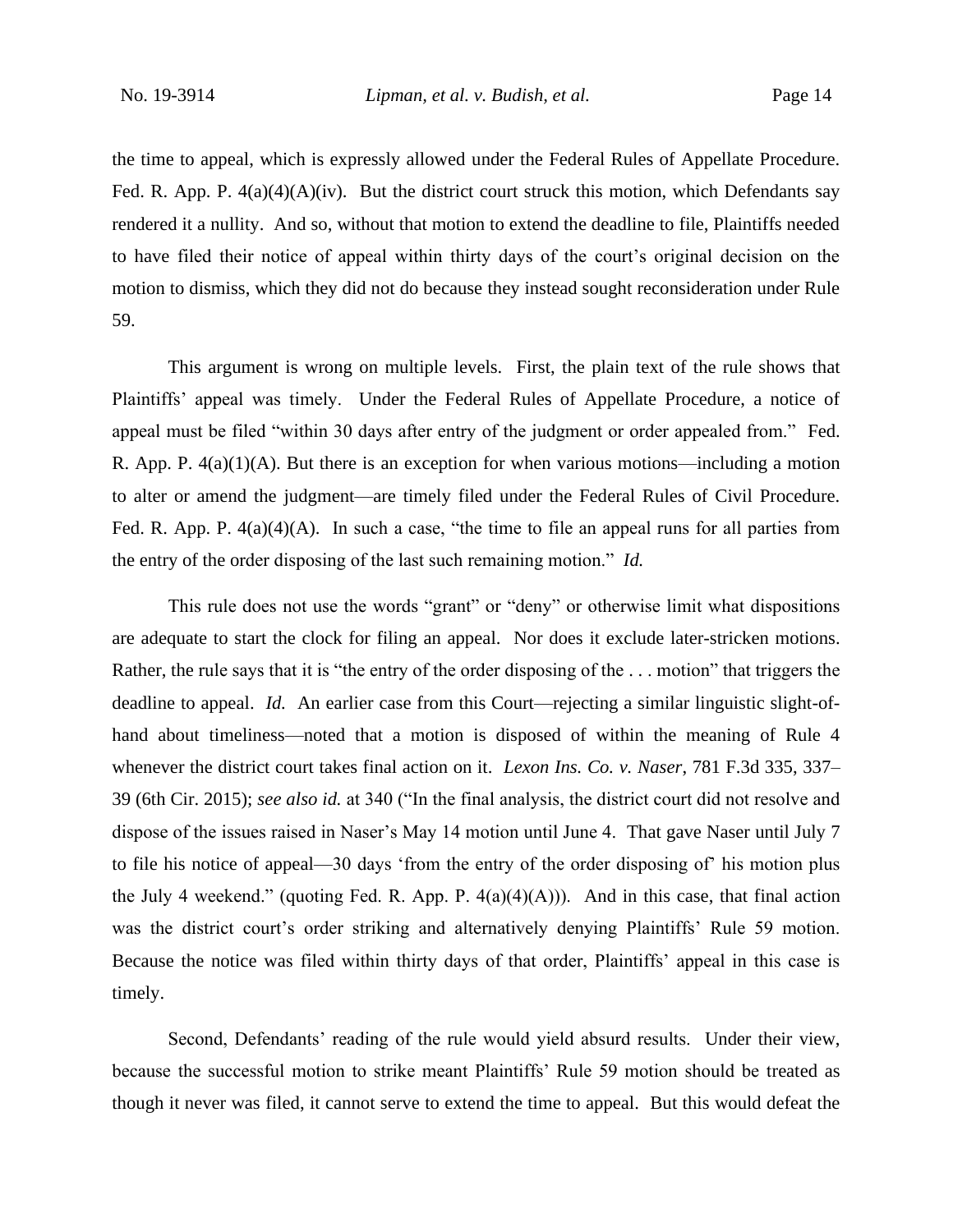the time to appeal, which is expressly allowed under the Federal Rules of Appellate Procedure. Fed. R. App. P. 4(a)(4)(A)(iv). But the district court struck this motion, which Defendants say rendered it a nullity. And so, without that motion to extend the deadline to file, Plaintiffs needed to have filed their notice of appeal within thirty days of the court's original decision on the motion to dismiss, which they did not do because they instead sought reconsideration under Rule 59.

This argument is wrong on multiple levels. First, the plain text of the rule shows that Plaintiffs' appeal was timely. Under the Federal Rules of Appellate Procedure, a notice of appeal must be filed "within 30 days after entry of the judgment or order appealed from." Fed. R. App. P. 4(a)(1)(A). But there is an exception for when various motions—including a motion to alter or amend the judgment—are timely filed under the Federal Rules of Civil Procedure. Fed. R. App. P. 4(a)(4)(A). In such a case, "the time to file an appeal runs for all parties from the entry of the order disposing of the last such remaining motion." *Id.*

This rule does not use the words "grant" or "deny" or otherwise limit what dispositions are adequate to start the clock for filing an appeal. Nor does it exclude later-stricken motions. Rather, the rule says that it is "the entry of the order disposing of the . . . motion" that triggers the deadline to appeal. *Id.* An earlier case from this Court—rejecting a similar linguistic slight-of-hand about timeliness—noted that a motion is disposed of within the meaning of Rule 4 whenever the district court takes final action on it. *Lexon Ins. Co. v. Naser*, 781 F.3d 335, 337–39 (6th Cir. 2015); *see also id.* at 340 ("In the final analysis, the district court did not resolve and dispose of the issues raised in Naser's May 14 motion until June 4. That gave Naser until July 7 to file his notice of appeal—30 days 'from the entry of the order disposing of' his motion plus the July 4 weekend." (quoting Fed. R. App. P. 4(a)(4)(A))). And in this case, that final action was the district court's order striking and alternatively denying Plaintiffs' Rule 59 motion. Because the notice was filed within thirty days of that order, Plaintiffs' appeal in this case is timely.

Second, Defendants' reading of the rule would yield absurd results. Under their view, because the successful motion to strike meant Plaintiffs' Rule 59 motion should be treated as though it never was filed, it cannot serve to extend the time to appeal. But this would defeat the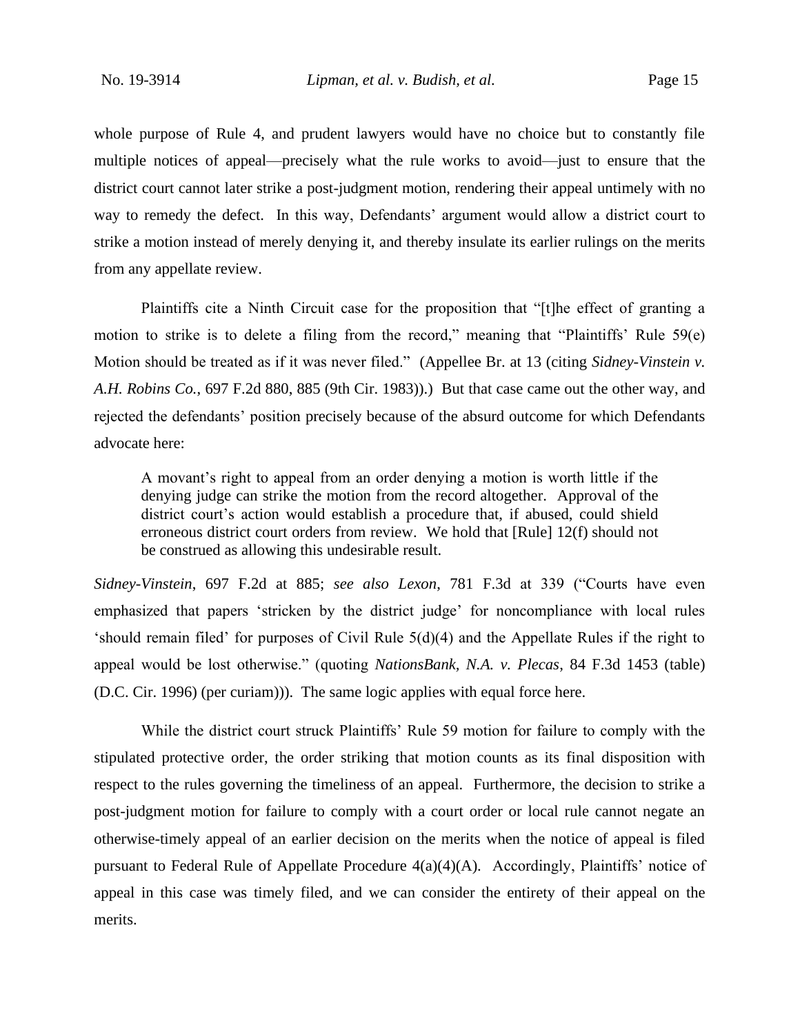whole purpose of Rule 4, and prudent lawyers would have no choice but to constantly file multiple notices of appeal—precisely what the rule works to avoid—just to ensure that the district court cannot later strike a post-judgment motion, rendering their appeal untimely with no way to remedy the defect. In this way, Defendants' argument would allow a district court to strike a motion instead of merely denying it, and thereby insulate its earlier rulings on the merits from any appellate review.

Plaintiffs cite a Ninth Circuit case for the proposition that "[t]he effect of granting a motion to strike is to delete a filing from the record," meaning that "Plaintiffs' Rule 59(e) Motion should be treated as if it was never filed." (Appellee Br. at 13 (citing *Sidney-Vinstein v. A.H. Robins Co.*, 697 F.2d 880, 885 (9th Cir. 1983)).) But that case came out the other way, and rejected the defendants' position precisely because of the absurd outcome for which Defendants advocate here:

> A movant's right to appeal from an order denying a motion is worth little if the denying judge can strike the motion from the record altogether. Approval of the district court's action would establish a procedure that, if abused, could shield erroneous district court orders from review. We hold that [Rule] 12(f) should not be construed as allowing this undesirable result.

*Sidney-Vinstein*, 697 F.2d at 885; *see also Lexon*, 781 F.3d at 339 ("Courts have even emphasized that papers 'stricken by the district judge' for noncompliance with local rules 'should remain filed' for purposes of Civil Rule 5(d)(4) and the Appellate Rules if the right to appeal would be lost otherwise." (quoting *NationsBank, N.A. v. Plecas*, 84 F.3d 1453 (table) (D.C. Cir. 1996) (per curiam))). The same logic applies with equal force here.

While the district court struck Plaintiffs' Rule 59 motion for failure to comply with the stipulated protective order, the order striking that motion counts as its final disposition with respect to the rules governing the timeliness of an appeal. Furthermore, the decision to strike a post-judgment motion for failure to comply with a court order or local rule cannot negate an otherwise-timely appeal of an earlier decision on the merits when the notice of appeal is filed pursuant to Federal Rule of Appellate Procedure 4(a)(4)(A). Accordingly, Plaintiffs' notice of appeal in this case was timely filed, and we can consider the entirety of their appeal on the merits.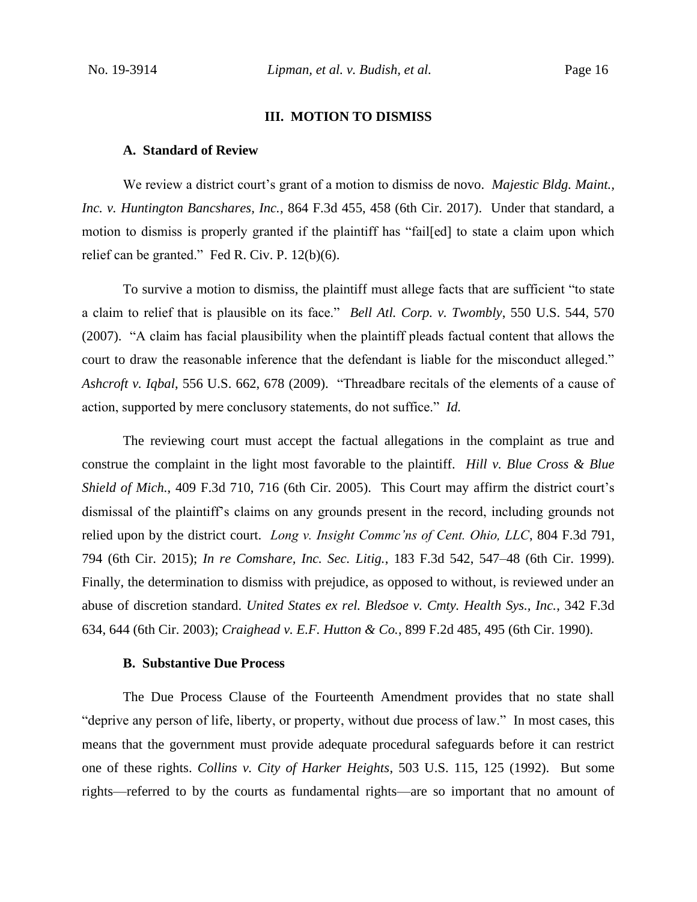## III. MOTION TO DISMISS

### A. Standard of Review

We review a district court's grant of a motion to dismiss de novo. *Majestic Bldg. Maint., Inc. v. Huntington Bancshares, Inc.*, 864 F.3d 455, 458 (6th Cir. 2017). Under that standard, a motion to dismiss is properly granted if the plaintiff has "fail[ed] to state a claim upon which relief can be granted." Fed R. Civ. P. 12(b)(6).

To survive a motion to dismiss, the plaintiff must allege facts that are sufficient "to state a claim to relief that is plausible on its face." *Bell Atl. Corp. v. Twombly*, 550 U.S. 544, 570 (2007). "A claim has facial plausibility when the plaintiff pleads factual content that allows the court to draw the reasonable inference that the defendant is liable for the misconduct alleged." *Ashcroft v. Iqbal*, 556 U.S. 662, 678 (2009). "Threadbare recitals of the elements of a cause of action, supported by mere conclusory statements, do not suffice." *Id.*

The reviewing court must accept the factual allegations in the complaint as true and construe the complaint in the light most favorable to the plaintiff. *Hill v. Blue Cross & Blue Shield of Mich.*, 409 F.3d 710, 716 (6th Cir. 2005). This Court may affirm the district court's dismissal of the plaintiff's claims on any grounds present in the record, including grounds not relied upon by the district court. *Long v. Insight Commc'ns of Cent. Ohio, LLC*, 804 F.3d 791, 794 (6th Cir. 2015); *In re Comshare, Inc. Sec. Litig.*, 183 F.3d 542, 547–48 (6th Cir. 1999). Finally, the determination to dismiss with prejudice, as opposed to without, is reviewed under an abuse of discretion standard. *United States ex rel. Bledsoe v. Cmty. Health Sys., Inc.*, 342 F.3d 634, 644 (6th Cir. 2003); *Craighead v. E.F. Hutton & Co.*, 899 F.2d 485, 495 (6th Cir. 1990).

### B. Substantive Due Process

The Due Process Clause of the Fourteenth Amendment provides that no state shall "deprive any person of life, liberty, or property, without due process of law." In most cases, this means that the government must provide adequate procedural safeguards before it can restrict one of these rights. *Collins v. City of Harker Heights*, 503 U.S. 115, 125 (1992). But some rights—referred to by the courts as fundamental rights—are so important that no amount of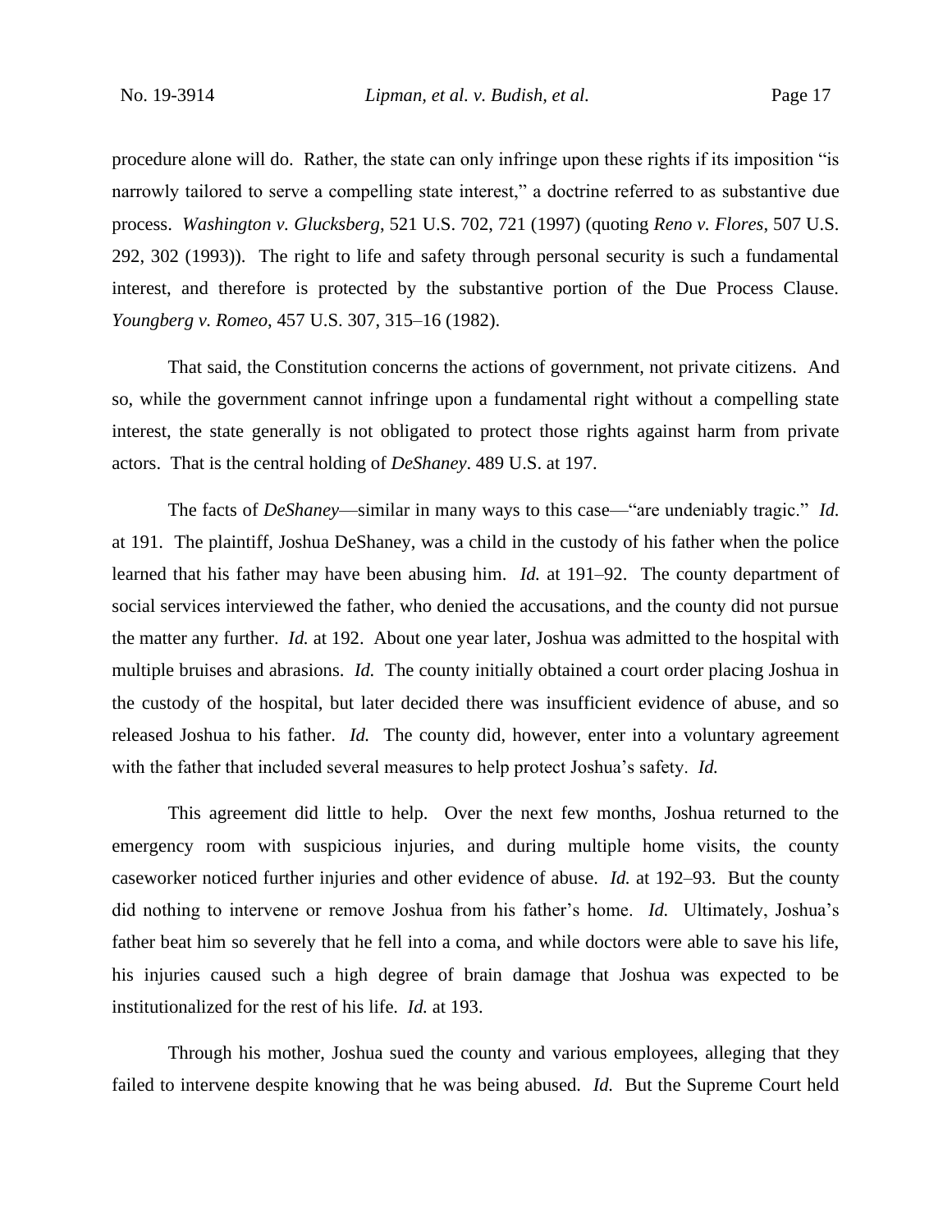procedure alone will do. Rather, the state can only infringe upon these rights if its imposition "is narrowly tailored to serve a compelling state interest," a doctrine referred to as substantive due process. *Washington v. Glucksberg*, 521 U.S. 702, 721 (1997) (quoting *Reno v. Flores*, 507 U.S. 292, 302 (1993)). The right to life and safety through personal security is such a fundamental interest, and therefore is protected by the substantive portion of the Due Process Clause. *Youngberg v. Romeo*, 457 U.S. 307, 315–16 (1982).

That said, the Constitution concerns the actions of government, not private citizens. And so, while the government cannot infringe upon a fundamental right without a compelling state interest, the state generally is not obligated to protect those rights against harm from private actors. That is the central holding of *DeShaney*. 489 U.S. at 197.

The facts of *DeShaney*—similar in many ways to this case—"are undeniably tragic." *Id.* at 191. The plaintiff, Joshua DeShaney, was a child in the custody of his father when the police learned that his father may have been abusing him. *Id.* at 191–92. The county department of social services interviewed the father, who denied the accusations, and the county did not pursue the matter any further. *Id.* at 192. About one year later, Joshua was admitted to the hospital with multiple bruises and abrasions. *Id.* The county initially obtained a court order placing Joshua in the custody of the hospital, but later decided there was insufficient evidence of abuse, and so released Joshua to his father. *Id.* The county did, however, enter into a voluntary agreement with the father that included several measures to help protect Joshua's safety. *Id.*

This agreement did little to help. Over the next few months, Joshua returned to the emergency room with suspicious injuries, and during multiple home visits, the county caseworker noticed further injuries and other evidence of abuse. *Id.* at 192–93. But the county did nothing to intervene or remove Joshua from his father's home. *Id.* Ultimately, Joshua's father beat him so severely that he fell into a coma, and while doctors were able to save his life, his injuries caused such a high degree of brain damage that Joshua was expected to be institutionalized for the rest of his life. *Id.* at 193.

Through his mother, Joshua sued the county and various employees, alleging that they failed to intervene despite knowing that he was being abused. *Id.* But the Supreme Court held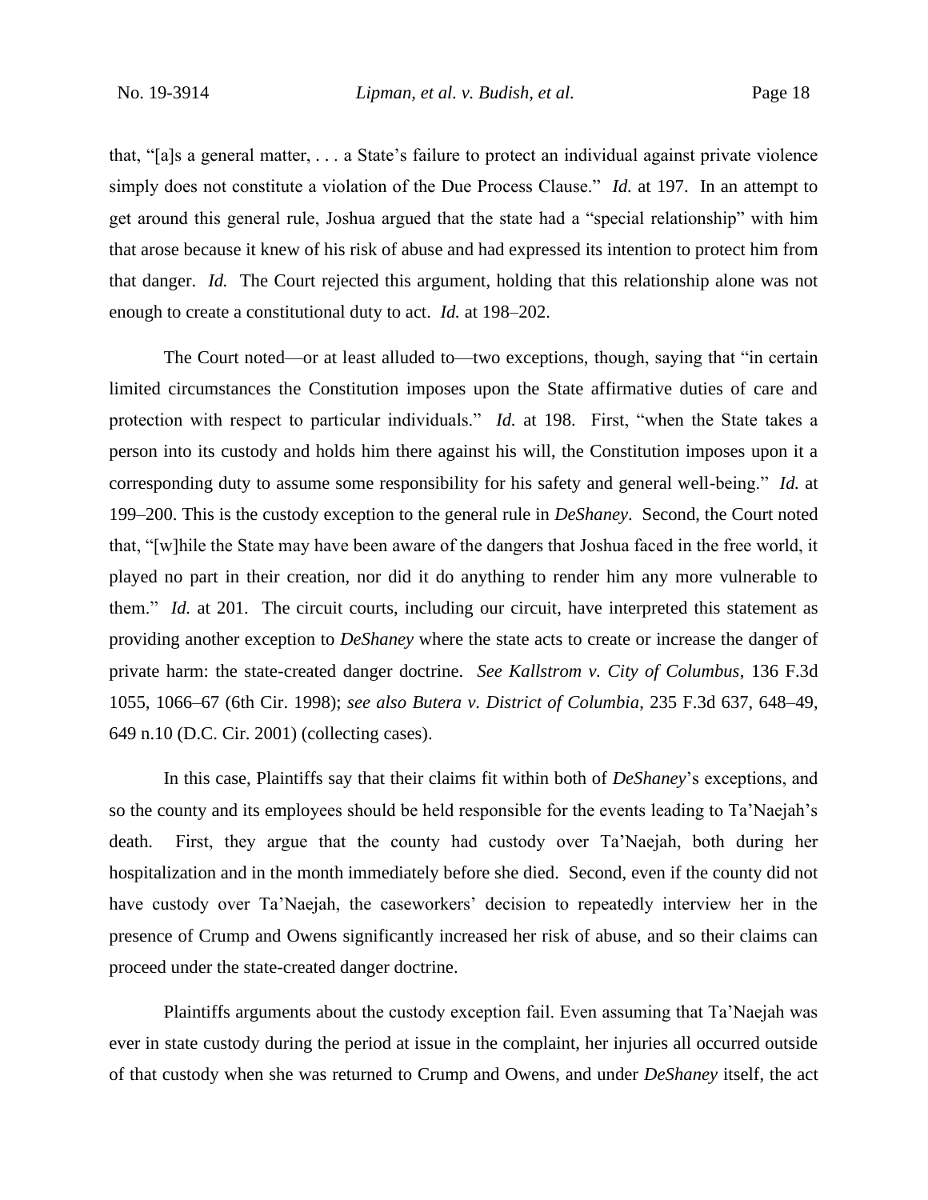that, "[a]s a general matter, . . . a State's failure to protect an individual against private violence simply does not constitute a violation of the Due Process Clause." *Id.* at 197. In an attempt to get around this general rule, Joshua argued that the state had a "special relationship" with him that arose because it knew of his risk of abuse and had expressed its intention to protect him from that danger. *Id.* The Court rejected this argument, holding that this relationship alone was not enough to create a constitutional duty to act. *Id.* at 198–202.

The Court noted—or at least alluded to—two exceptions, though, saying that "in certain limited circumstances the Constitution imposes upon the State affirmative duties of care and protection with respect to particular individuals." *Id.* at 198. First, "when the State takes a person into its custody and holds him there against his will, the Constitution imposes upon it a corresponding duty to assume some responsibility for his safety and general well-being." *Id.* at 199–200. This is the custody exception to the general rule in *DeShaney*. Second, the Court noted that, "[w]hile the State may have been aware of the dangers that Joshua faced in the free world, it played no part in their creation, nor did it do anything to render him any more vulnerable to them." *Id.* at 201. The circuit courts, including our circuit, have interpreted this statement as providing another exception to *DeShaney* where the state acts to create or increase the danger of private harm: the state-created danger doctrine. *See Kallstrom v. City of Columbus*, 136 F.3d 1055, 1066–67 (6th Cir. 1998); *see also Butera v. District of Columbia*, 235 F.3d 637, 648–49, 649 n.10 (D.C. Cir. 2001) (collecting cases).

In this case, Plaintiffs say that their claims fit within both of *DeShaney*'s exceptions, and so the county and its employees should be held responsible for the events leading to Ta'Naejah's death. First, they argue that the county had custody over Ta'Naejah, both during her hospitalization and in the month immediately before she died. Second, even if the county did not have custody over Ta'Naejah, the caseworkers' decision to repeatedly interview her in the presence of Crump and Owens significantly increased her risk of abuse, and so their claims can proceed under the state-created danger doctrine.

Plaintiffs arguments about the custody exception fail. Even assuming that Ta'Naejah was ever in state custody during the period at issue in the complaint, her injuries all occurred outside of that custody when she was returned to Crump and Owens, and under *DeShaney* itself, the act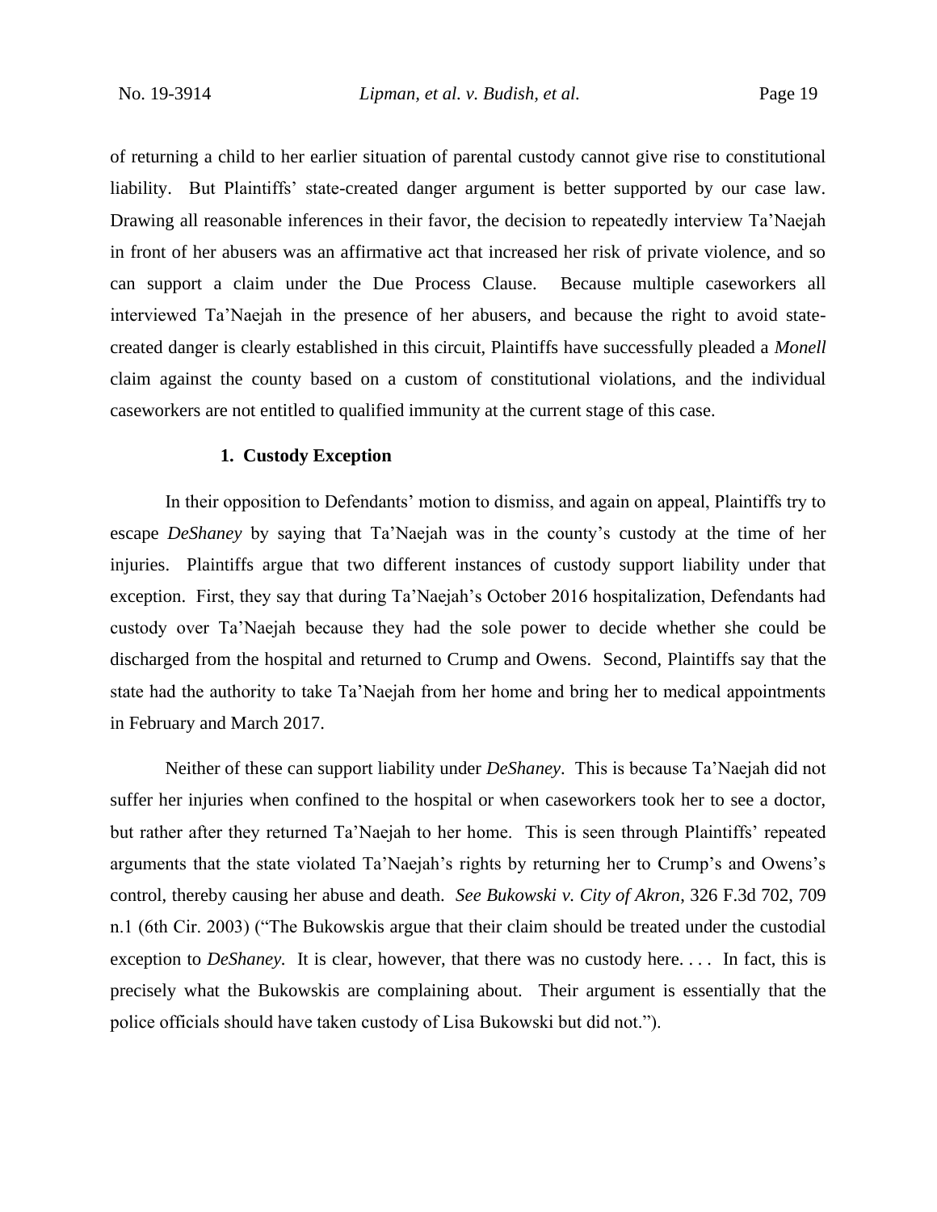of returning a child to her earlier situation of parental custody cannot give rise to constitutional liability. But Plaintiffs' state-created danger argument is better supported by our case law. Drawing all reasonable inferences in their favor, the decision to repeatedly interview Ta'Naejah in front of her abusers was an affirmative act that increased her risk of private violence, and so can support a claim under the Due Process Clause. Because multiple caseworkers all interviewed Ta'Naejah in the presence of her abusers, and because the right to avoid state-created danger is clearly established in this circuit, Plaintiffs have successfully pleaded a *Monell* claim against the county based on a custom of constitutional violations, and the individual caseworkers are not entitled to qualified immunity at the current stage of this case.

**1. Custody Exception**

In their opposition to Defendants' motion to dismiss, and again on appeal, Plaintiffs try to escape *DeShaney* by saying that Ta'Naejah was in the county's custody at the time of her injuries. Plaintiffs argue that two different instances of custody support liability under that exception. First, they say that during Ta'Naejah's October 2016 hospitalization, Defendants had custody over Ta'Naejah because they had the sole power to decide whether she could be discharged from the hospital and returned to Crump and Owens. Second, Plaintiffs say that the state had the authority to take Ta'Naejah from her home and bring her to medical appointments in February and March 2017.

Neither of these can support liability under *DeShaney*. This is because Ta'Naejah did not suffer her injuries when confined to the hospital or when caseworkers took her to see a doctor, but rather after they returned Ta'Naejah to her home. This is seen through Plaintiffs' repeated arguments that the state violated Ta'Naejah's rights by returning her to Crump's and Owens's control, thereby causing her abuse and death. *See Bukowski v. City of Akron*, 326 F.3d 702, 709 n.1 (6th Cir. 2003) ("The Bukowskis argue that their claim should be treated under the custodial exception to *DeShaney.* It is clear, however, that there was no custody here. . . . In fact, this is precisely what the Bukowskis are complaining about. Their argument is essentially that the police officials should have taken custody of Lisa Bukowski but did not.").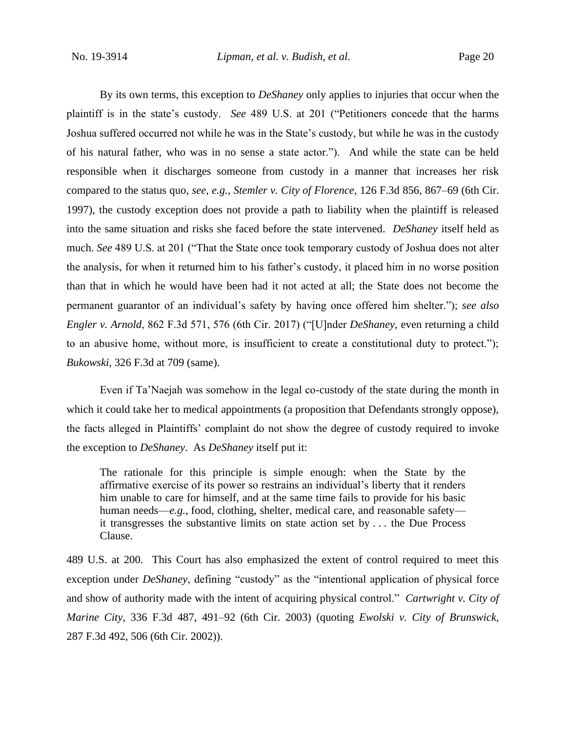By its own terms, this exception to *DeShaney* only applies to injuries that occur when the plaintiff is in the state's custody. *See* 489 U.S. at 201 ("Petitioners concede that the harms Joshua suffered occurred not while he was in the State's custody, but while he was in the custody of his natural father, who was in no sense a state actor."). And while the state can be held responsible when it discharges someone from custody in a manner that increases her risk compared to the status quo, *see, e.g.*, *Stemler v. City of Florence*, 126 F.3d 856, 867–69 (6th Cir. 1997), the custody exception does not provide a path to liability when the plaintiff is released into the same situation and risks she faced before the state intervened. *DeShaney* itself held as much. *See* 489 U.S. at 201 ("That the State once took temporary custody of Joshua does not alter the analysis, for when it returned him to his father's custody, it placed him in no worse position than that in which he would have been had it not acted at all; the State does not become the permanent guarantor of an individual's safety by having once offered him shelter."); *see also* *Engler v. Arnold*, 862 F.3d 571, 576 (6th Cir. 2017) ("[U]nder *DeShaney*, even returning a child to an abusive home, without more, is insufficient to create a constitutional duty to protect."); *Bukowski*, 326 F.3d at 709 (same).

Even if Ta'Naejah was somehow in the legal co-custody of the state during the month in which it could take her to medical appointments (a proposition that Defendants strongly oppose), the facts alleged in Plaintiffs' complaint do not show the degree of custody required to invoke the exception to *DeShaney*. As *DeShaney* itself put it:

> The rationale for this principle is simple enough: when the State by the affirmative exercise of its power so restrains an individual's liberty that it renders him unable to care for himself, and at the same time fails to provide for his basic human needs—*e.g.*, food, clothing, shelter, medical care, and reasonable safety—it transgresses the substantive limits on state action set by . . . the Due Process Clause.

489 U.S. at 200. This Court has also emphasized the extent of control required to meet this exception under *DeShaney*, defining "custody" as the "intentional application of physical force and show of authority made with the intent of acquiring physical control." *Cartwright v. City of Marine City*, 336 F.3d 487, 491–92 (6th Cir. 2003) (quoting *Ewolski v. City of Brunswick*, 287 F.3d 492, 506 (6th Cir. 2002)).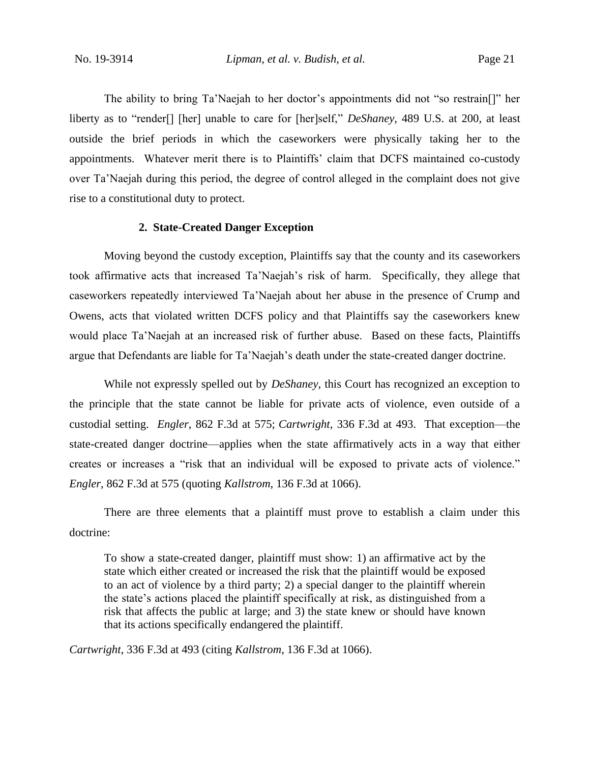The ability to bring Ta'Naejah to her doctor's appointments did not "so restrain[]" her liberty as to "render[] [her] unable to care for [her]self," *DeShaney*, 489 U.S. at 200, at least outside the brief periods in which the caseworkers were physically taking her to the appointments. Whatever merit there is to Plaintiffs' claim that DCFS maintained co-custody over Ta'Naejah during this period, the degree of control alleged in the complaint does not give rise to a constitutional duty to protect.

### 2. State-Created Danger Exception

Moving beyond the custody exception, Plaintiffs say that the county and its caseworkers took affirmative acts that increased Ta'Naejah's risk of harm. Specifically, they allege that caseworkers repeatedly interviewed Ta'Naejah about her abuse in the presence of Crump and Owens, acts that violated written DCFS policy and that Plaintiffs say the caseworkers knew would place Ta'Naejah at an increased risk of further abuse. Based on these facts, Plaintiffs argue that Defendants are liable for Ta'Naejah's death under the state-created danger doctrine.

While not expressly spelled out by *DeShaney*, this Court has recognized an exception to the principle that the state cannot be liable for private acts of violence, even outside of a custodial setting. *Engler*, 862 F.3d at 575; *Cartwright*, 336 F.3d at 493. That exception—the state-created danger doctrine—applies when the state affirmatively acts in a way that either creates or increases a "risk that an individual will be exposed to private acts of violence." *Engler*, 862 F.3d at 575 (quoting *Kallstrom*, 136 F.3d at 1066).

There are three elements that a plaintiff must prove to establish a claim under this doctrine:

> To show a state-created danger, plaintiff must show: 1) an affirmative act by the state which either created or increased the risk that the plaintiff would be exposed to an act of violence by a third party; 2) a special danger to the plaintiff wherein the state's actions placed the plaintiff specifically at risk, as distinguished from a risk that affects the public at large; and 3) the state knew or should have known that its actions specifically endangered the plaintiff.

*Cartwright*, 336 F.3d at 493 (citing *Kallstrom*, 136 F.3d at 1066).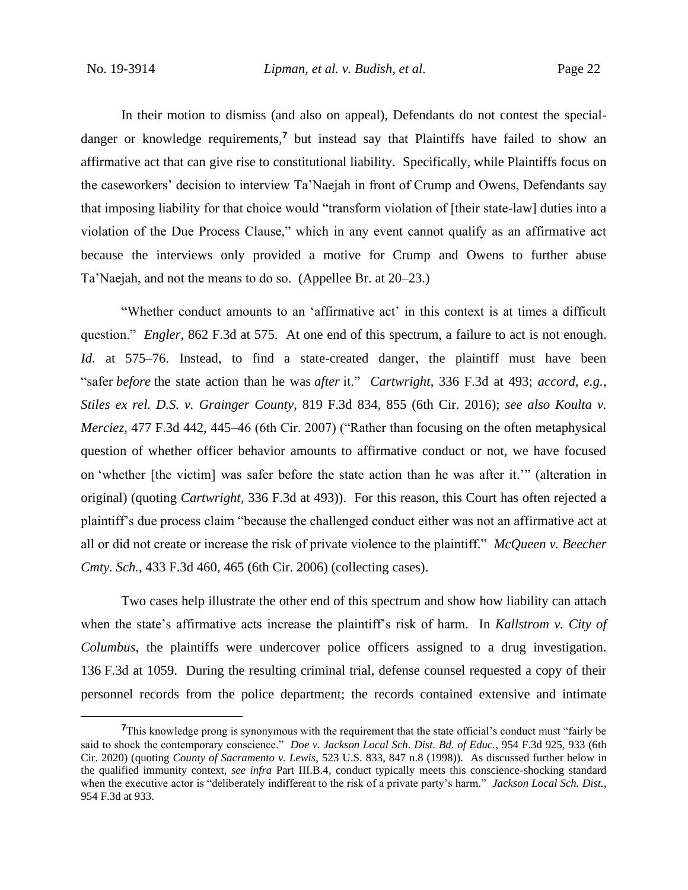In their motion to dismiss (and also on appeal), Defendants do not contest the special-danger or knowledge requirements,[7] but instead say that Plaintiffs have failed to show an affirmative act that can give rise to constitutional liability. Specifically, while Plaintiffs focus on the caseworkers' decision to interview Ta'Naejah in front of Crump and Owens, Defendants say that imposing liability for that choice would "transform violation of [their state-law] duties into a violation of the Due Process Clause," which in any event cannot qualify as an affirmative act because the interviews only provided a motive for Crump and Owens to further abuse Ta'Naejah, and not the means to do so. (Appellee Br. at 20–23.)

"Whether conduct amounts to an 'affirmative act' in this context is at times a difficult question." *Engler*, 862 F.3d at 575. At one end of this spectrum, a failure to act is not enough. *Id.* at 575–76. Instead, to find a state-created danger, the plaintiff must have been "safer *before* the state action than he was *after* it." *Cartwright*, 336 F.3d at 493; *accord, e.g.*, *Stiles ex rel. D.S. v. Grainger County*, 819 F.3d 834, 855 (6th Cir. 2016); *see also Koulta v. Merciez*, 477 F.3d 442, 445–46 (6th Cir. 2007) ("Rather than focusing on the often metaphysical question of whether officer behavior amounts to affirmative conduct or not, we have focused on 'whether [the victim] was safer before the state action than he was after it.'" (alteration in original) (quoting *Cartwright*, 336 F.3d at 493)). For this reason, this Court has often rejected a plaintiff's due process claim "because the challenged conduct either was not an affirmative act at all or did not create or increase the risk of private violence to the plaintiff." *McQueen v. Beecher Cmty. Sch.*, 433 F.3d 460, 465 (6th Cir. 2006) (collecting cases).

Two cases help illustrate the other end of this spectrum and show how liability can attach when the state's affirmative acts increase the plaintiff's risk of harm. In *Kallstrom v. City of Columbus*, the plaintiffs were undercover police officers assigned to a drug investigation. 136 F.3d at 1059. During the resulting criminal trial, defense counsel requested a copy of their personnel records from the police department; the records contained extensive and intimate

[7]This knowledge prong is synonymous with the requirement that the state official's conduct must "fairly be said to shock the contemporary conscience." *Doe v. Jackson Local Sch. Dist. Bd. of Educ.*, 954 F.3d 925, 933 (6th Cir. 2020) (quoting *County of Sacramento v. Lewis*, 523 U.S. 833, 847 n.8 (1998)). As discussed further below in the qualified immunity context, *see infra* Part III.B.4, conduct typically meets this conscience-shocking standard when the executive actor is "deliberately indifferent to the risk of a private party's harm." *Jackson Local Sch. Dist.*, 954 F.3d at 933.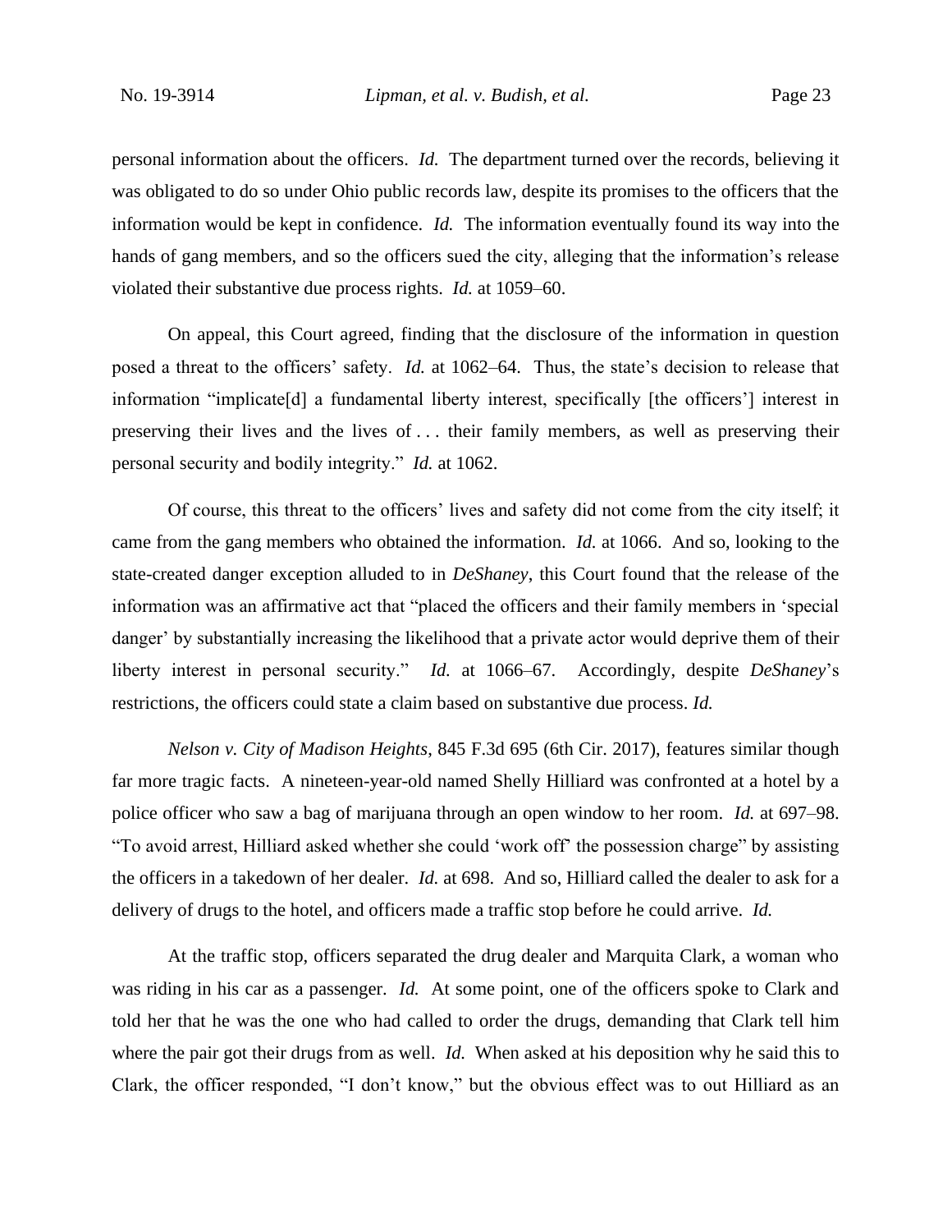personal information about the officers. *Id.* The department turned over the records, believing it was obligated to do so under Ohio public records law, despite its promises to the officers that the information would be kept in confidence. *Id.* The information eventually found its way into the hands of gang members, and so the officers sued the city, alleging that the information's release violated their substantive due process rights. *Id.* at 1059–60.

On appeal, this Court agreed, finding that the disclosure of the information in question posed a threat to the officers' safety. *Id.* at 1062–64. Thus, the state's decision to release that information "implicate[d] a fundamental liberty interest, specifically [the officers'] interest in preserving their lives and the lives of . . . their family members, as well as preserving their personal security and bodily integrity." *Id.* at 1062.

Of course, this threat to the officers' lives and safety did not come from the city itself; it came from the gang members who obtained the information. *Id.* at 1066. And so, looking to the state-created danger exception alluded to in *DeShaney*, this Court found that the release of the information was an affirmative act that "placed the officers and their family members in 'special danger' by substantially increasing the likelihood that a private actor would deprive them of their liberty interest in personal security." *Id.* at 1066–67. Accordingly, despite *DeShaney*'s restrictions, the officers could state a claim based on substantive due process. *Id.*

*Nelson v. City of Madison Heights*, 845 F.3d 695 (6th Cir. 2017), features similar though far more tragic facts. A nineteen-year-old named Shelly Hilliard was confronted at a hotel by a police officer who saw a bag of marijuana through an open window to her room. *Id.* at 697–98. "To avoid arrest, Hilliard asked whether she could 'work off' the possession charge" by assisting the officers in a takedown of her dealer. *Id.* at 698. And so, Hilliard called the dealer to ask for a delivery of drugs to the hotel, and officers made a traffic stop before he could arrive. *Id.*

At the traffic stop, officers separated the drug dealer and Marquita Clark, a woman who was riding in his car as a passenger. *Id.* At some point, one of the officers spoke to Clark and told her that he was the one who had called to order the drugs, demanding that Clark tell him where the pair got their drugs from as well. *Id.* When asked at his deposition why he said this to Clark, the officer responded, "I don't know," but the obvious effect was to out Hilliard as an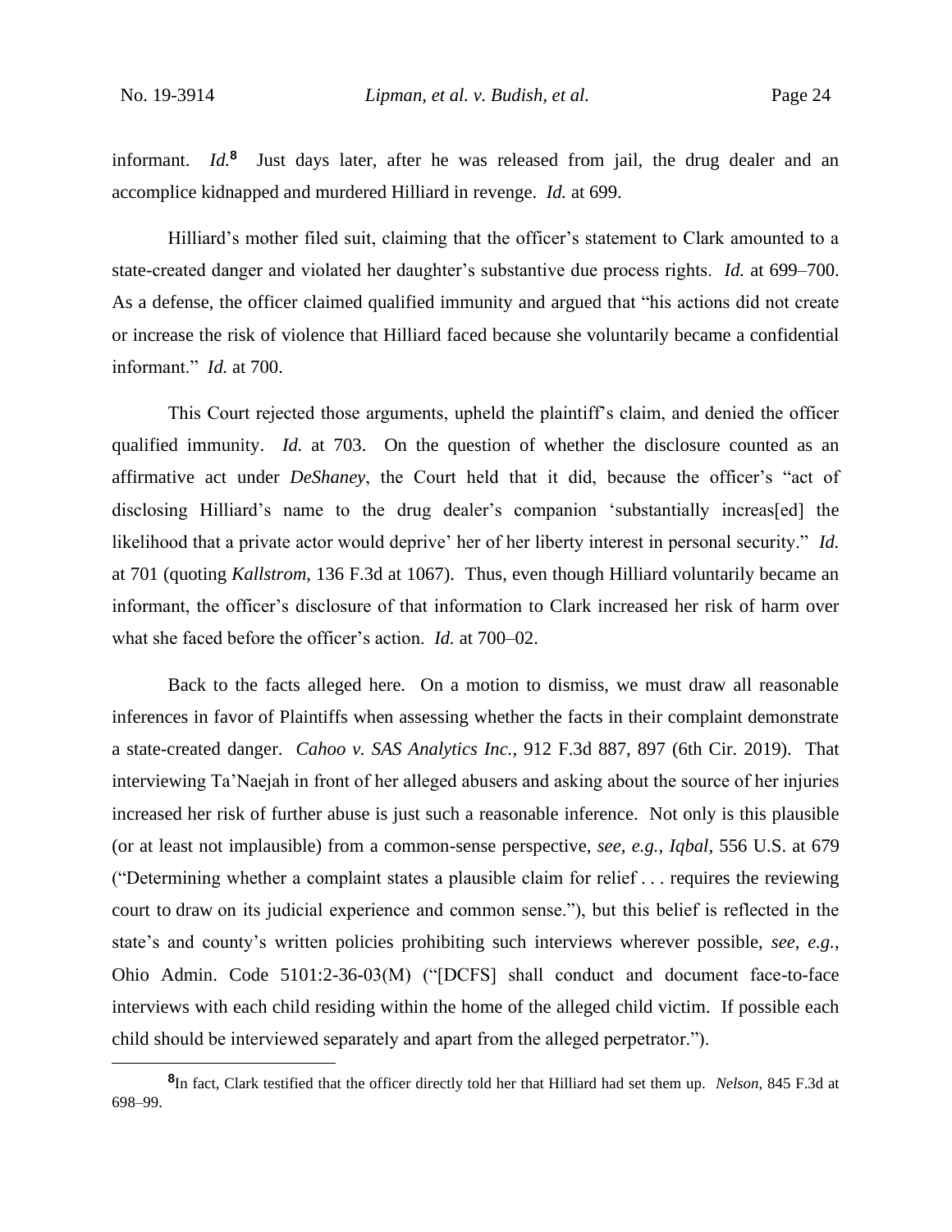informant. *Id.*[8] Just days later, after he was released from jail, the drug dealer and an accomplice kidnapped and murdered Hilliard in revenge. *Id.* at 699.

Hilliard's mother filed suit, claiming that the officer's statement to Clark amounted to a state-created danger and violated her daughter's substantive due process rights. *Id.* at 699–700. As a defense, the officer claimed qualified immunity and argued that "his actions did not create or increase the risk of violence that Hilliard faced because she voluntarily became a confidential informant." *Id.* at 700.

This Court rejected those arguments, upheld the plaintiff's claim, and denied the officer qualified immunity. *Id.* at 703. On the question of whether the disclosure counted as an affirmative act under *DeShaney*, the Court held that it did, because the officer's "act of disclosing Hilliard's name to the drug dealer's companion 'substantially increas[ed] the likelihood that a private actor would deprive' her of her liberty interest in personal security." *Id.* at 701 (quoting *Kallstrom*, 136 F.3d at 1067). Thus, even though Hilliard voluntarily became an informant, the officer's disclosure of that information to Clark increased her risk of harm over what she faced before the officer's action. *Id.* at 700–02.

Back to the facts alleged here. On a motion to dismiss, we must draw all reasonable inferences in favor of Plaintiffs when assessing whether the facts in their complaint demonstrate a state-created danger. *Cahoo v. SAS Analytics Inc.*, 912 F.3d 887, 897 (6th Cir. 2019). That interviewing Ta'Naejah in front of her alleged abusers and asking about the source of her injuries increased her risk of further abuse is just such a reasonable inference. Not only is this plausible (or at least not implausible) from a common-sense perspective, *see, e.g.*, *Iqbal*, 556 U.S. at 679 ("Determining whether a complaint states a plausible claim for relief . . . requires the reviewing court to draw on its judicial experience and common sense."), but this belief is reflected in the state's and county's written policies prohibiting such interviews wherever possible, *see, e.g.*, Ohio Admin. Code 5101:2-36-03(M) ("[DCFS] shall conduct and document face-to-face interviews with each child residing within the home of the alleged child victim. If possible each child should be interviewed separately and apart from the alleged perpetrator.").

---

[8] In fact, Clark testified that the officer directly told her that Hilliard had set them up. *Nelson*, 845 F.3d at 698–99.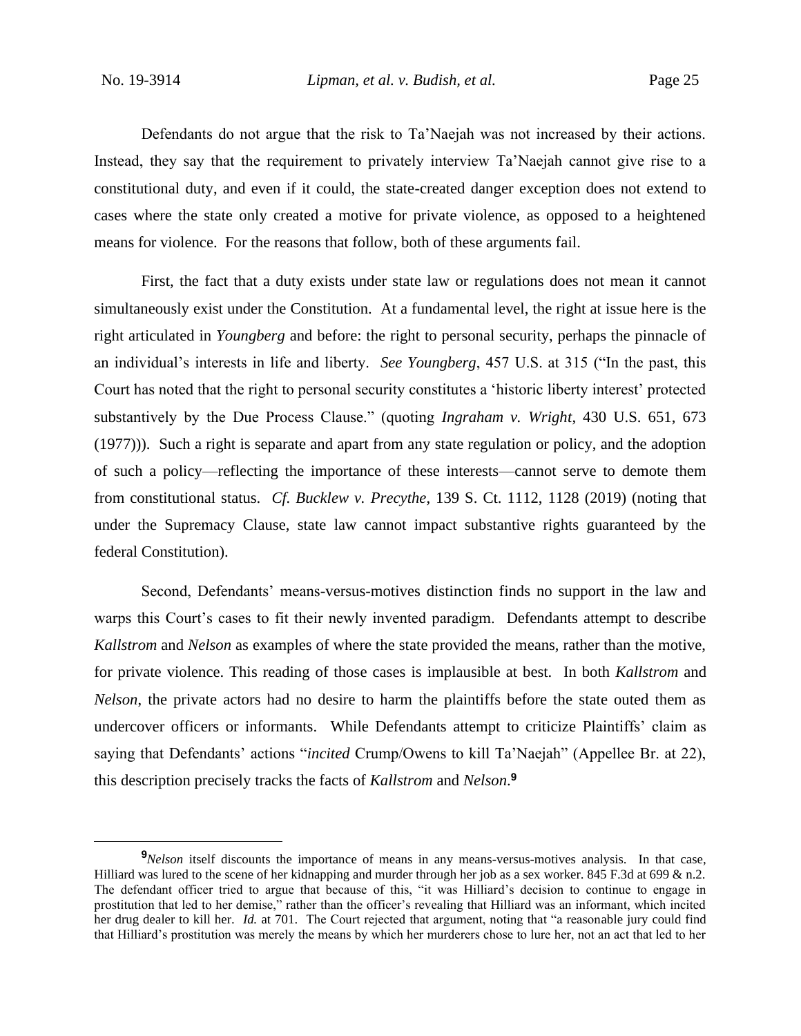Defendants do not argue that the risk to Ta'Naejah was not increased by their actions. Instead, they say that the requirement to privately interview Ta'Naejah cannot give rise to a constitutional duty, and even if it could, the state-created danger exception does not extend to cases where the state only created a motive for private violence, as opposed to a heightened means for violence. For the reasons that follow, both of these arguments fail.

First, the fact that a duty exists under state law or regulations does not mean it cannot simultaneously exist under the Constitution. At a fundamental level, the right at issue here is the right articulated in *Youngberg* and before: the right to personal security, perhaps the pinnacle of an individual's interests in life and liberty. *See Youngberg*, 457 U.S. at 315 ("In the past, this Court has noted that the right to personal security constitutes a 'historic liberty interest' protected substantively by the Due Process Clause." (quoting *Ingraham v. Wright*, 430 U.S. 651, 673 (1977))). Such a right is separate and apart from any state regulation or policy, and the adoption of such a policy—reflecting the importance of these interests—cannot serve to demote them from constitutional status. *Cf. Bucklew v. Precythe*, 139 S. Ct. 1112, 1128 (2019) (noting that under the Supremacy Clause, state law cannot impact substantive rights guaranteed by the federal Constitution).

Second, Defendants' means-versus-motives distinction finds no support in the law and warps this Court's cases to fit their newly invented paradigm. Defendants attempt to describe *Kallstrom* and *Nelson* as examples of where the state provided the means, rather than the motive, for private violence. This reading of those cases is implausible at best. In both *Kallstrom* and *Nelson*, the private actors had no desire to harm the plaintiffs before the state outed them as undercover officers or informants. While Defendants attempt to criticize Plaintiffs' claim as saying that Defendants' actions "*incited* Crump/Owens to kill Ta'Naejah" (Appellee Br. at 22), this description precisely tracks the facts of *Kallstrom* and *Nelson*.[9]

---

[9]*Nelson* itself discounts the importance of means in any means-versus-motives analysis. In that case, Hilliard was lured to the scene of her kidnapping and murder through her job as a sex worker. 845 F.3d at 699 & n.2. The defendant officer tried to argue that because of this, "it was Hilliard's decision to continue to engage in prostitution that led to her demise," rather than the officer's revealing that Hilliard was an informant, which incited her drug dealer to kill her. *Id.* at 701. The Court rejected that argument, noting that "a reasonable jury could find that Hilliard's prostitution was merely the means by which her murderers chose to lure her, not an act that led to her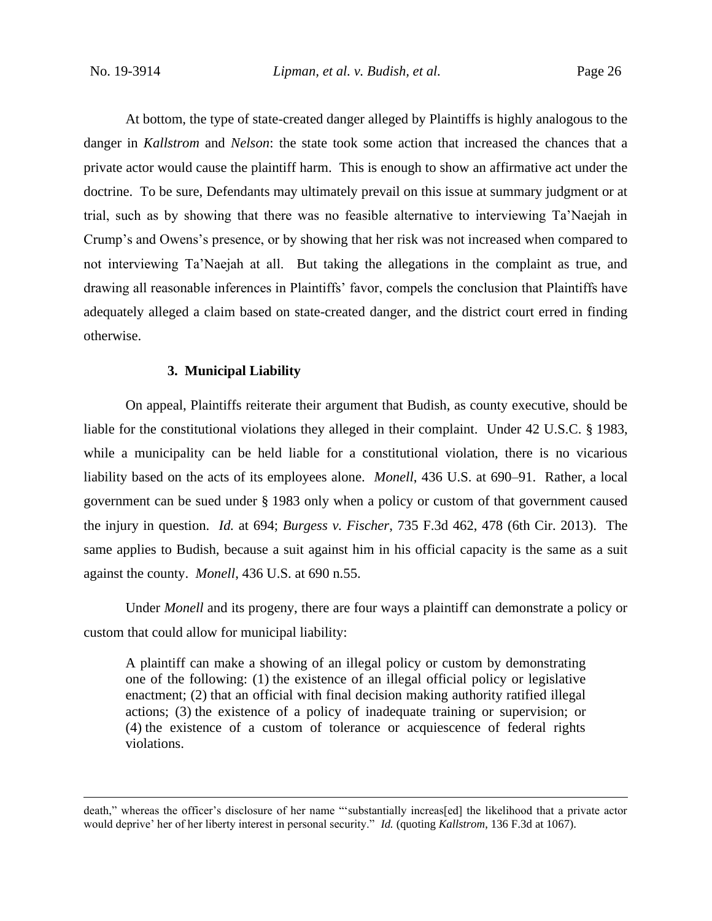At bottom, the type of state-created danger alleged by Plaintiffs is highly analogous to the danger in *Kallstrom* and *Nelson*: the state took some action that increased the chances that a private actor would cause the plaintiff harm. This is enough to show an affirmative act under the doctrine. To be sure, Defendants may ultimately prevail on this issue at summary judgment or at trial, such as by showing that there was no feasible alternative to interviewing Ta'Naejah in Crump's and Owens's presence, or by showing that her risk was not increased when compared to not interviewing Ta'Naejah at all. But taking the allegations in the complaint as true, and drawing all reasonable inferences in Plaintiffs' favor, compels the conclusion that Plaintiffs have adequately alleged a claim based on state-created danger, and the district court erred in finding otherwise.

### 3. Municipal Liability

On appeal, Plaintiffs reiterate their argument that Budish, as county executive, should be liable for the constitutional violations they alleged in their complaint. Under 42 U.S.C. § 1983, while a municipality can be held liable for a constitutional violation, there is no vicarious liability based on the acts of its employees alone. *Monell*, 436 U.S. at 690–91. Rather, a local government can be sued under § 1983 only when a policy or custom of that government caused the injury in question. *Id.* at 694; *Burgess v. Fischer*, 735 F.3d 462, 478 (6th Cir. 2013). The same applies to Budish, because a suit against him in his official capacity is the same as a suit against the county. *Monell*, 436 U.S. at 690 n.55.

Under *Monell* and its progeny, there are four ways a plaintiff can demonstrate a policy or custom that could allow for municipal liability:

> A plaintiff can make a showing of an illegal policy or custom by demonstrating one of the following: (1) the existence of an illegal official policy or legislative enactment; (2) that an official with final decision making authority ratified illegal actions; (3) the existence of a policy of inadequate training or supervision; or (4) the existence of a custom of tolerance or acquiescence of federal rights violations.

---

death," whereas the officer's disclosure of her name "'substantially increas[ed] the likelihood that a private actor would deprive' her of her liberty interest in personal security." *Id.* (quoting *Kallstrom*, 136 F.3d at 1067).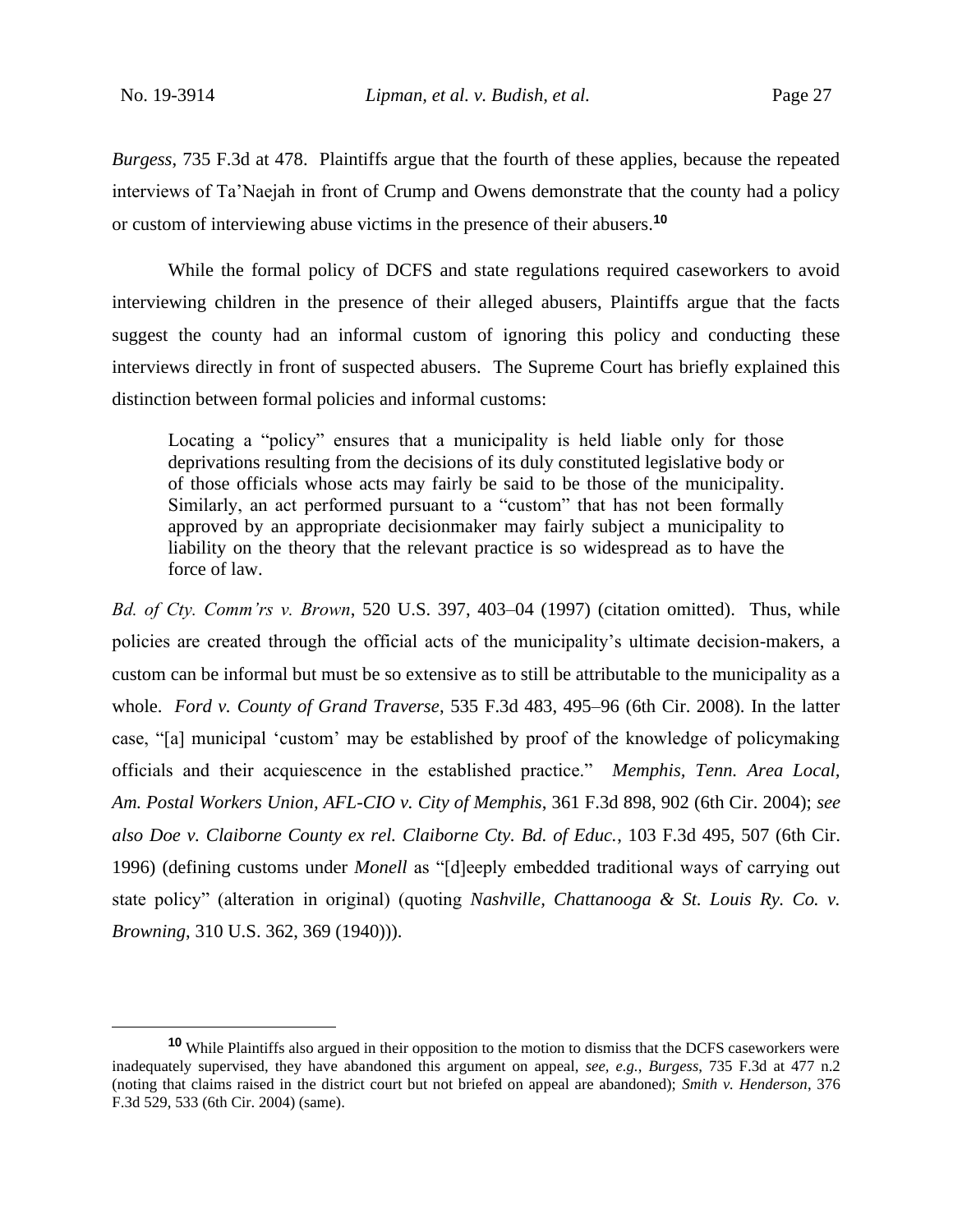*Burgess*, 735 F.3d at 478. Plaintiffs argue that the fourth of these applies, because the repeated interviews of Ta'Naejah in front of Crump and Owens demonstrate that the county had a policy or custom of interviewing abuse victims in the presence of their abusers.[10]

While the formal policy of DCFS and state regulations required caseworkers to avoid interviewing children in the presence of their alleged abusers, Plaintiffs argue that the facts suggest the county had an informal custom of ignoring this policy and conducting these interviews directly in front of suspected abusers. The Supreme Court has briefly explained this distinction between formal policies and informal customs:

> Locating a "policy" ensures that a municipality is held liable only for those deprivations resulting from the decisions of its duly constituted legislative body or of those officials whose acts may fairly be said to be those of the municipality. Similarly, an act performed pursuant to a "custom" that has not been formally approved by an appropriate decisionmaker may fairly subject a municipality to liability on the theory that the relevant practice is so widespread as to have the force of law.

*Bd. of Cty. Comm'rs v. Brown*, 520 U.S. 397, 403–04 (1997) (citation omitted). Thus, while policies are created through the official acts of the municipality's ultimate decision-makers, a custom can be informal but must be so extensive as to still be attributable to the municipality as a whole. *Ford v. County of Grand Traverse*, 535 F.3d 483, 495–96 (6th Cir. 2008). In the latter case, "[a] municipal 'custom' may be established by proof of the knowledge of policymaking officials and their acquiescence in the established practice." *Memphis, Tenn. Area Local, Am. Postal Workers Union, AFL-CIO v. City of Memphis*, 361 F.3d 898, 902 (6th Cir. 2004); *see also Doe v. Claiborne County ex rel. Claiborne Cty. Bd. of Educ.*, 103 F.3d 495, 507 (6th Cir. 1996) (defining customs under *Monell* as "[d]eeply embedded traditional ways of carrying out state policy" (alteration in original) (quoting *Nashville, Chattanooga & St. Louis Ry. Co. v. Browning*, 310 U.S. 362, 369 (1940))).

[10] While Plaintiffs also argued in their opposition to the motion to dismiss that the DCFS caseworkers were inadequately supervised, they have abandoned this argument on appeal, *see, e.g.*, *Burgess*, 735 F.3d at 477 n.2 (noting that claims raised in the district court but not briefed on appeal are abandoned); *Smith v. Henderson*, 376 F.3d 529, 533 (6th Cir. 2004) (same).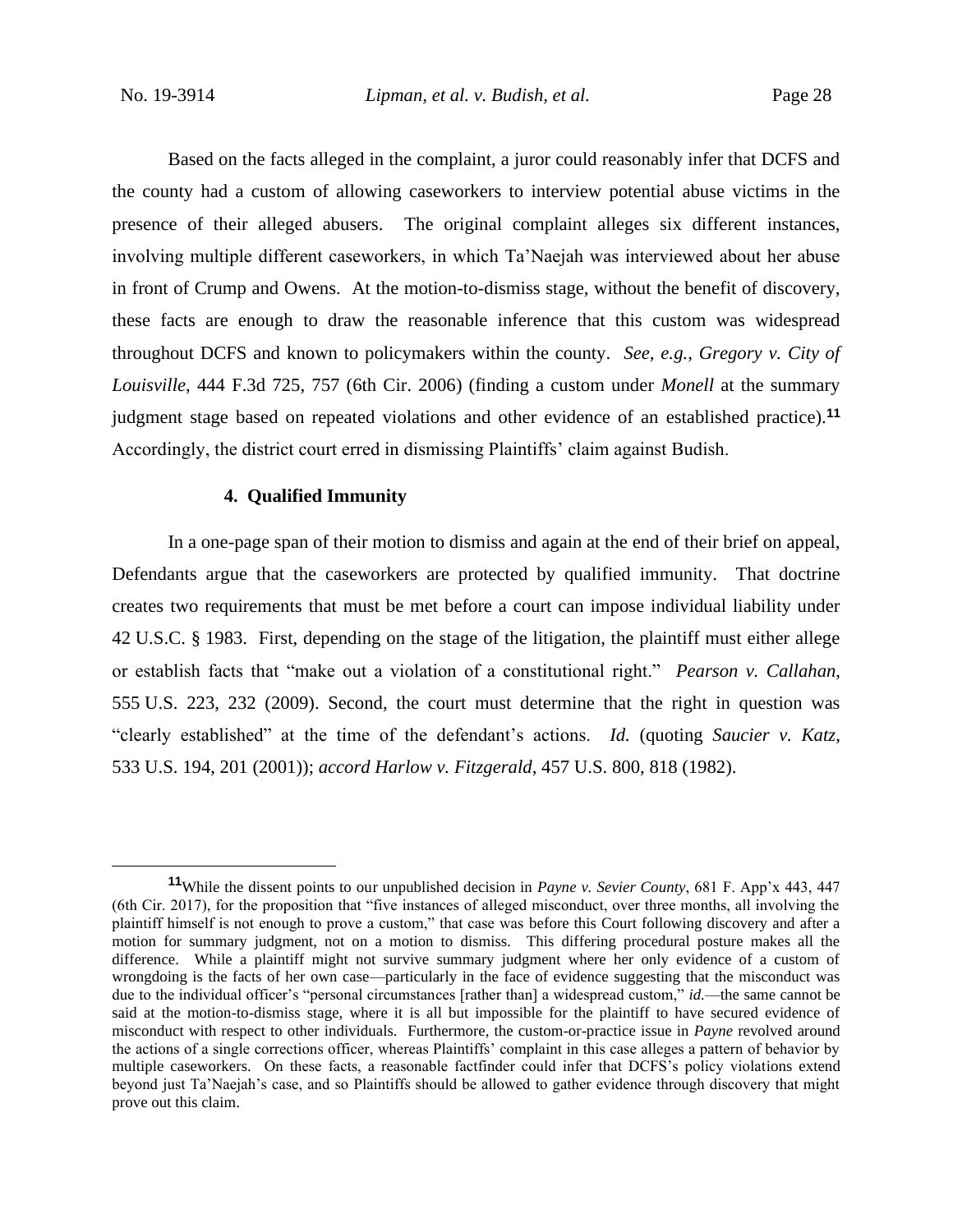Based on the facts alleged in the complaint, a juror could reasonably infer that DCFS and the county had a custom of allowing caseworkers to interview potential abuse victims in the presence of their alleged abusers. The original complaint alleges six different instances, involving multiple different caseworkers, in which Ta'Naejah was interviewed about her abuse in front of Crump and Owens. At the motion-to-dismiss stage, without the benefit of discovery, these facts are enough to draw the reasonable inference that this custom was widespread throughout DCFS and known to policymakers within the county. *See, e.g.*, *Gregory v. City of Louisville*, 444 F.3d 725, 757 (6th Cir. 2006) (finding a custom under *Monell* at the summary judgment stage based on repeated violations and other evidence of an established practice).[11] Accordingly, the district court erred in dismissing Plaintiffs' claim against Budish.

#### 4. Qualified Immunity

In a one-page span of their motion to dismiss and again at the end of their brief on appeal, Defendants argue that the caseworkers are protected by qualified immunity. That doctrine creates two requirements that must be met before a court can impose individual liability under 42 U.S.C. § 1983. First, depending on the stage of the litigation, the plaintiff must either allege or establish facts that "make out a violation of a constitutional right." *Pearson v. Callahan*, 555 U.S. 223, 232 (2009). Second, the court must determine that the right in question was "clearly established" at the time of the defendant's actions. *Id.* (quoting *Saucier v. Katz*, 533 U.S. 194, 201 (2001)); *accord Harlow v. Fitzgerald*, 457 U.S. 800, 818 (1982).

---

[11] While the dissent points to our unpublished decision in *Payne v. Sevier County*, 681 F. App'x 443, 447 (6th Cir. 2017), for the proposition that "five instances of alleged misconduct, over three months, all involving the plaintiff himself is not enough to prove a custom," that case was before this Court following discovery and after a motion for summary judgment, not on a motion to dismiss. This differing procedural posture makes all the difference. While a plaintiff might not survive summary judgment where her only evidence of a custom of wrongdoing is the facts of her own case—particularly in the face of evidence suggesting that the misconduct was due to the individual officer's "personal circumstances [rather than] a widespread custom," *id.*—the same cannot be said at the motion-to-dismiss stage, where it is all but impossible for the plaintiff to have secured evidence of misconduct with respect to other individuals. Furthermore, the custom-or-practice issue in *Payne* revolved around the actions of a single corrections officer, whereas Plaintiffs' complaint in this case alleges a pattern of behavior by multiple caseworkers. On these facts, a reasonable factfinder could infer that DCFS's policy violations extend beyond just Ta'Naejah's case, and so Plaintiffs should be allowed to gather evidence through discovery that might prove out this claim.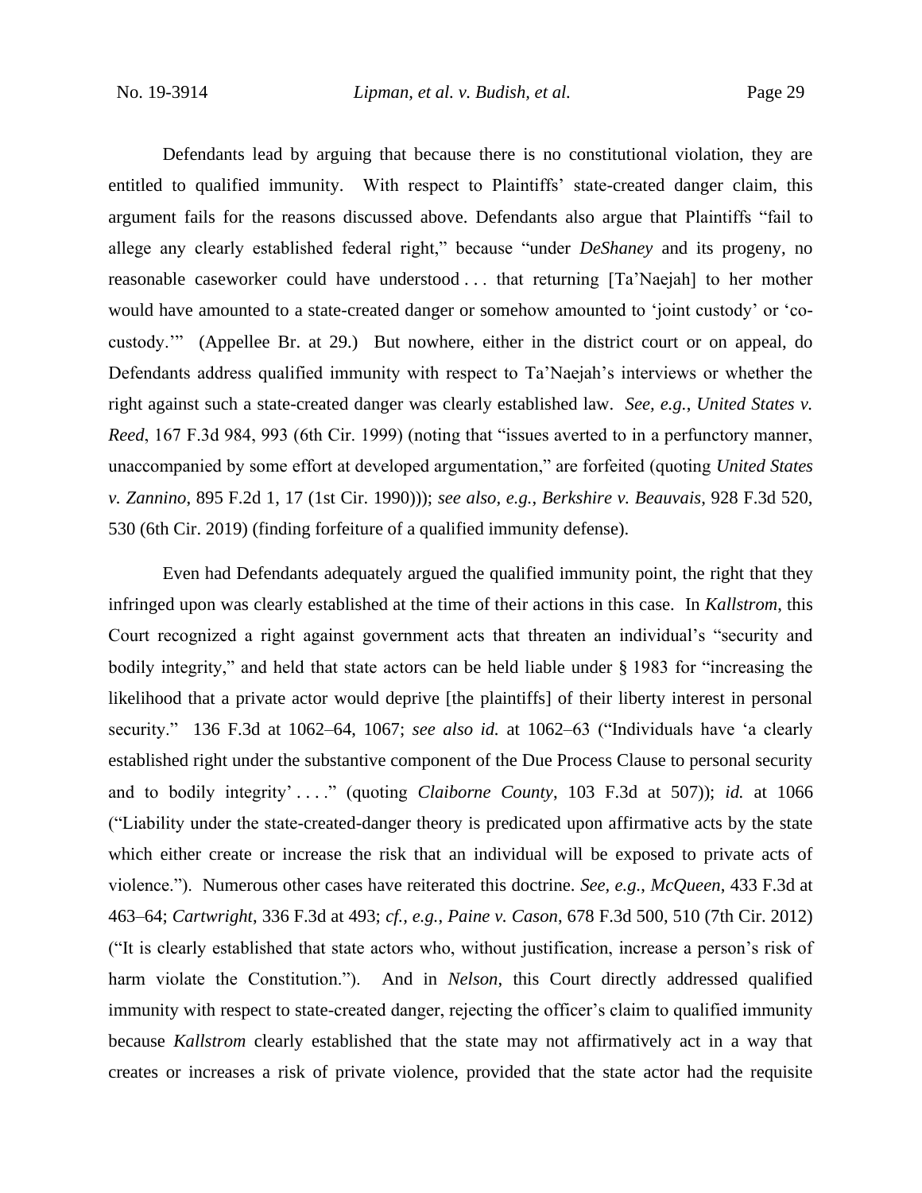Defendants lead by arguing that because there is no constitutional violation, they are entitled to qualified immunity. With respect to Plaintiffs' state-created danger claim, this argument fails for the reasons discussed above. Defendants also argue that Plaintiffs "fail to allege any clearly established federal right," because "under *DeShaney* and its progeny, no reasonable caseworker could have understood . . . that returning [Ta'Naejah] to her mother would have amounted to a state-created danger or somehow amounted to 'joint custody' or 'co-custody.'" (Appellee Br. at 29.) But nowhere, either in the district court or on appeal, do Defendants address qualified immunity with respect to Ta'Naejah's interviews or whether the right against such a state-created danger was clearly established law. *See, e.g.*, *United States v. Reed*, 167 F.3d 984, 993 (6th Cir. 1999) (noting that "issues averted to in a perfunctory manner, unaccompanied by some effort at developed argumentation," are forfeited (quoting *United States v. Zannino*, 895 F.2d 1, 17 (1st Cir. 1990))); *see also, e.g.*, *Berkshire v. Beauvais*, 928 F.3d 520, 530 (6th Cir. 2019) (finding forfeiture of a qualified immunity defense).

Even had Defendants adequately argued the qualified immunity point, the right that they infringed upon was clearly established at the time of their actions in this case. In *Kallstrom*, this Court recognized a right against government acts that threaten an individual's "security and bodily integrity," and held that state actors can be held liable under § 1983 for "increasing the likelihood that a private actor would deprive [the plaintiffs] of their liberty interest in personal security." 136 F.3d at 1062–64, 1067; *see also id.* at 1062–63 ("Individuals have 'a clearly established right under the substantive component of the Due Process Clause to personal security and to bodily integrity' . . . ." (quoting *Claiborne County*, 103 F.3d at 507)); *id.* at 1066 ("Liability under the state-created-danger theory is predicated upon affirmative acts by the state which either create or increase the risk that an individual will be exposed to private acts of violence."). Numerous other cases have reiterated this doctrine. *See, e.g.*, *McQueen*, 433 F.3d at 463–64; *Cartwright*, 336 F.3d at 493; *cf., e.g.*, *Paine v. Cason*, 678 F.3d 500, 510 (7th Cir. 2012) ("It is clearly established that state actors who, without justification, increase a person's risk of harm violate the Constitution."). And in *Nelson*, this Court directly addressed qualified immunity with respect to state-created danger, rejecting the officer's claim to qualified immunity because *Kallstrom* clearly established that the state may not affirmatively act in a way that creates or increases a risk of private violence, provided that the state actor had the requisite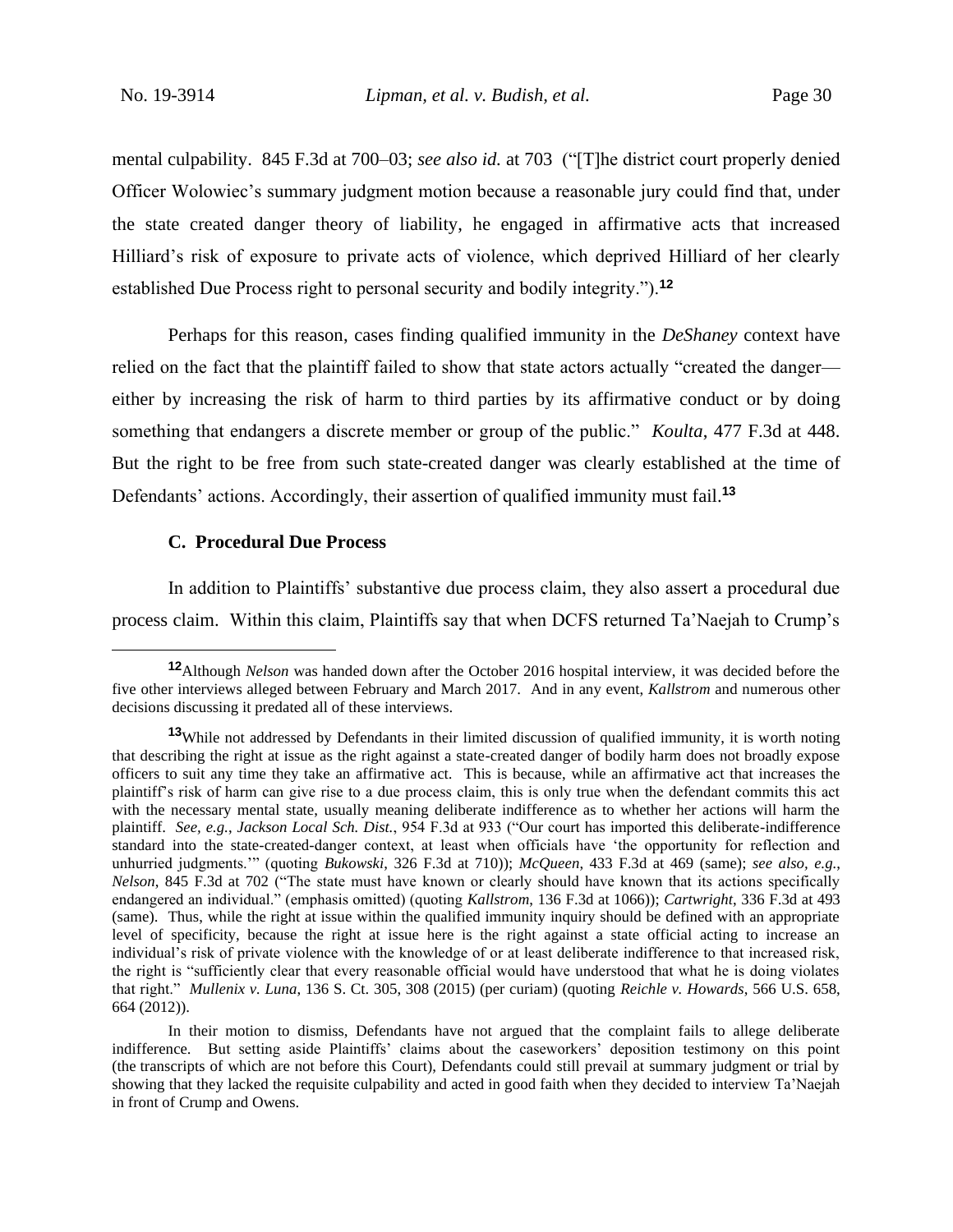mental culpability. 845 F.3d at 700–03; *see also id.* at 703 ("[T]he district court properly denied Officer Wolowiec's summary judgment motion because a reasonable jury could find that, under the state created danger theory of liability, he engaged in affirmative acts that increased Hilliard's risk of exposure to private acts of violence, which deprived Hilliard of her clearly established Due Process right to personal security and bodily integrity.").[12]

Perhaps for this reason, cases finding qualified immunity in the *DeShaney* context have relied on the fact that the plaintiff failed to show that state actors actually "created the danger—either by increasing the risk of harm to third parties by its affirmative conduct or by doing something that endangers a discrete member or group of the public." *Koulta*, 477 F.3d at 448. But the right to be free from such state-created danger was clearly established at the time of Defendants' actions. Accordingly, their assertion of qualified immunity must fail.[13]

### C. Procedural Due Process

In addition to Plaintiffs' substantive due process claim, they also assert a procedural due process claim. Within this claim, Plaintiffs say that when DCFS returned Ta'Naejah to Crump's

---

[12] Although *Nelson* was handed down after the October 2016 hospital interview, it was decided before the five other interviews alleged between February and March 2017. And in any event, *Kallstrom* and numerous other decisions discussing it predated all of these interviews.

[13] While not addressed by Defendants in their limited discussion of qualified immunity, it is worth noting that describing the right at issue as the right against a state-created danger of bodily harm does not broadly expose officers to suit any time they take an affirmative act. This is because, while an affirmative act that increases the plaintiff's risk of harm can give rise to a due process claim, this is only true when the defendant commits this act with the necessary mental state, usually meaning deliberate indifference as to whether her actions will harm the plaintiff. *See, e.g.*, *Jackson Local Sch. Dist.*, 954 F.3d at 933 ("Our court has imported this deliberate-indifference standard into the state-created-danger context, at least when officials have 'the opportunity for reflection and unhurried judgments.'" (quoting *Bukowski*, 326 F.3d at 710)); *McQueen*, 433 F.3d at 469 (same); *see also, e.g.*, *Nelson*, 845 F.3d at 702 ("The state must have known or clearly should have known that its actions specifically endangered an individual." (emphasis omitted) (quoting *Kallstrom*, 136 F.3d at 1066)); *Cartwright*, 336 F.3d at 493 (same). Thus, while the right at issue within the qualified immunity inquiry should be defined with an appropriate level of specificity, because the right at issue here is the right against a state official acting to increase an individual's risk of private violence with the knowledge of or at least deliberate indifference to that increased risk, the right is "sufficiently clear that every reasonable official would have understood that what he is doing violates that right." *Mullenix v. Luna*, 136 S. Ct. 305, 308 (2015) (per curiam) (quoting *Reichle v. Howards*, 566 U.S. 658, 664 (2012)).

In their motion to dismiss, Defendants have not argued that the complaint fails to allege deliberate indifference. But setting aside Plaintiffs' claims about the caseworkers' deposition testimony on this point (the transcripts of which are not before this Court), Defendants could still prevail at summary judgment or trial by showing that they lacked the requisite culpability and acted in good faith when they decided to interview Ta'Naejah in front of Crump and Owens.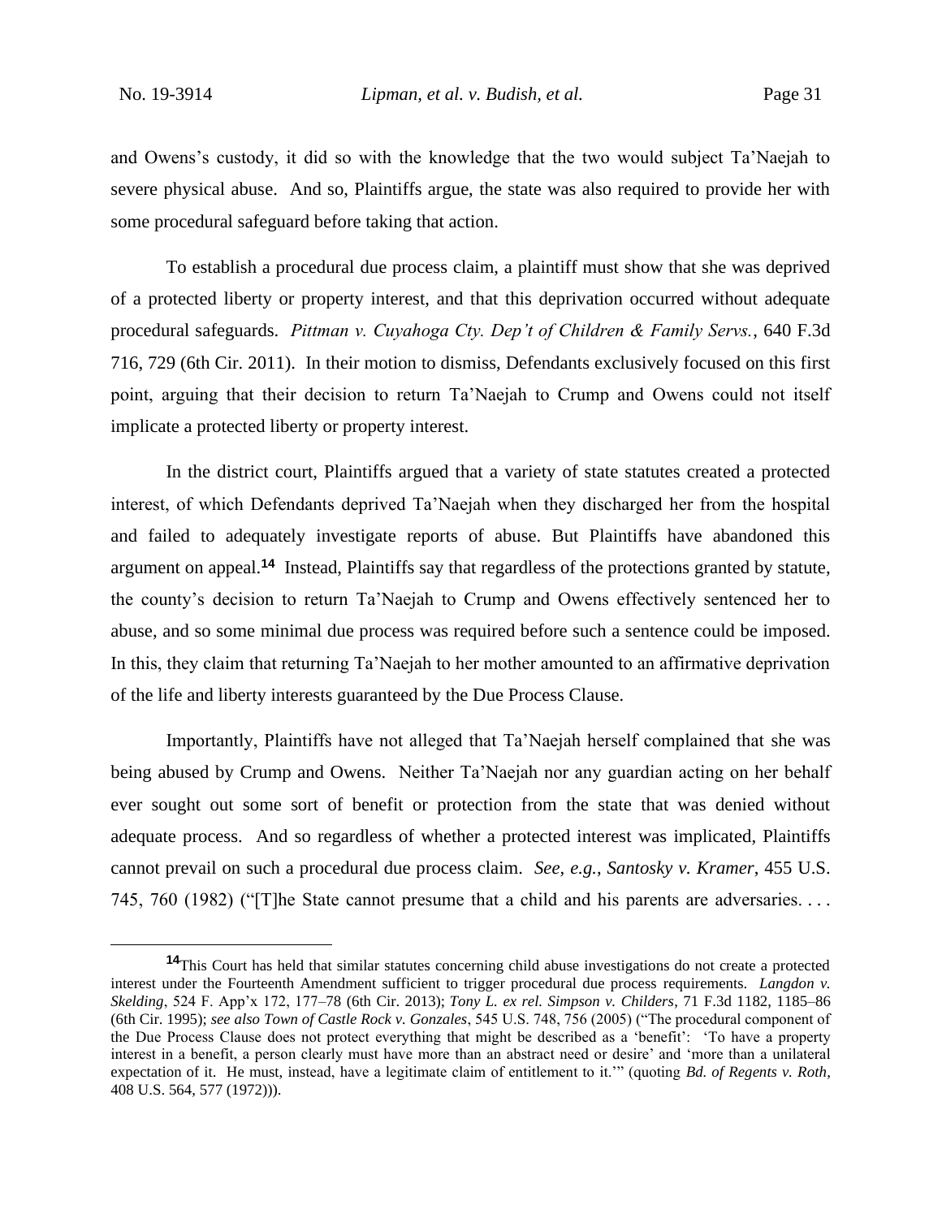and Owens's custody, it did so with the knowledge that the two would subject Ta'Naejah to severe physical abuse. And so, Plaintiffs argue, the state was also required to provide her with some procedural safeguard before taking that action.

To establish a procedural due process claim, a plaintiff must show that she was deprived of a protected liberty or property interest, and that this deprivation occurred without adequate procedural safeguards. *Pittman v. Cuyahoga Cty. Dep't of Children & Family Servs.*, 640 F.3d 716, 729 (6th Cir. 2011). In their motion to dismiss, Defendants exclusively focused on this first point, arguing that their decision to return Ta'Naejah to Crump and Owens could not itself implicate a protected liberty or property interest.

In the district court, Plaintiffs argued that a variety of state statutes created a protected interest, of which Defendants deprived Ta'Naejah when they discharged her from the hospital and failed to adequately investigate reports of abuse. But Plaintiffs have abandoned this argument on appeal.[14] Instead, Plaintiffs say that regardless of the protections granted by statute, the county's decision to return Ta'Naejah to Crump and Owens effectively sentenced her to abuse, and so some minimal due process was required before such a sentence could be imposed. In this, they claim that returning Ta'Naejah to her mother amounted to an affirmative deprivation of the life and liberty interests guaranteed by the Due Process Clause.

Importantly, Plaintiffs have not alleged that Ta'Naejah herself complained that she was being abused by Crump and Owens. Neither Ta'Naejah nor any guardian acting on her behalf ever sought out some sort of benefit or protection from the state that was denied without adequate process. And so regardless of whether a protected interest was implicated, Plaintiffs cannot prevail on such a procedural due process claim. *See, e.g.*, *Santosky v. Kramer*, 455 U.S. 745, 760 (1982) ("[T]he State cannot presume that a child and his parents are adversaries. . . .

---

[14] This Court has held that similar statutes concerning child abuse investigations do not create a protected interest under the Fourteenth Amendment sufficient to trigger procedural due process requirements. *Langdon v. Skelding*, 524 F. App'x 172, 177–78 (6th Cir. 2013); *Tony L. ex rel. Simpson v. Childers*, 71 F.3d 1182, 1185–86 (6th Cir. 1995); *see also Town of Castle Rock v. Gonzales*, 545 U.S. 748, 756 (2005) ("The procedural component of the Due Process Clause does not protect everything that might be described as a 'benefit': 'To have a property interest in a benefit, a person clearly must have more than an abstract need or desire' and 'more than a unilateral expectation of it. He must, instead, have a legitimate claim of entitlement to it.'" (quoting *Bd. of Regents v. Roth*, 408 U.S. 564, 577 (1972))).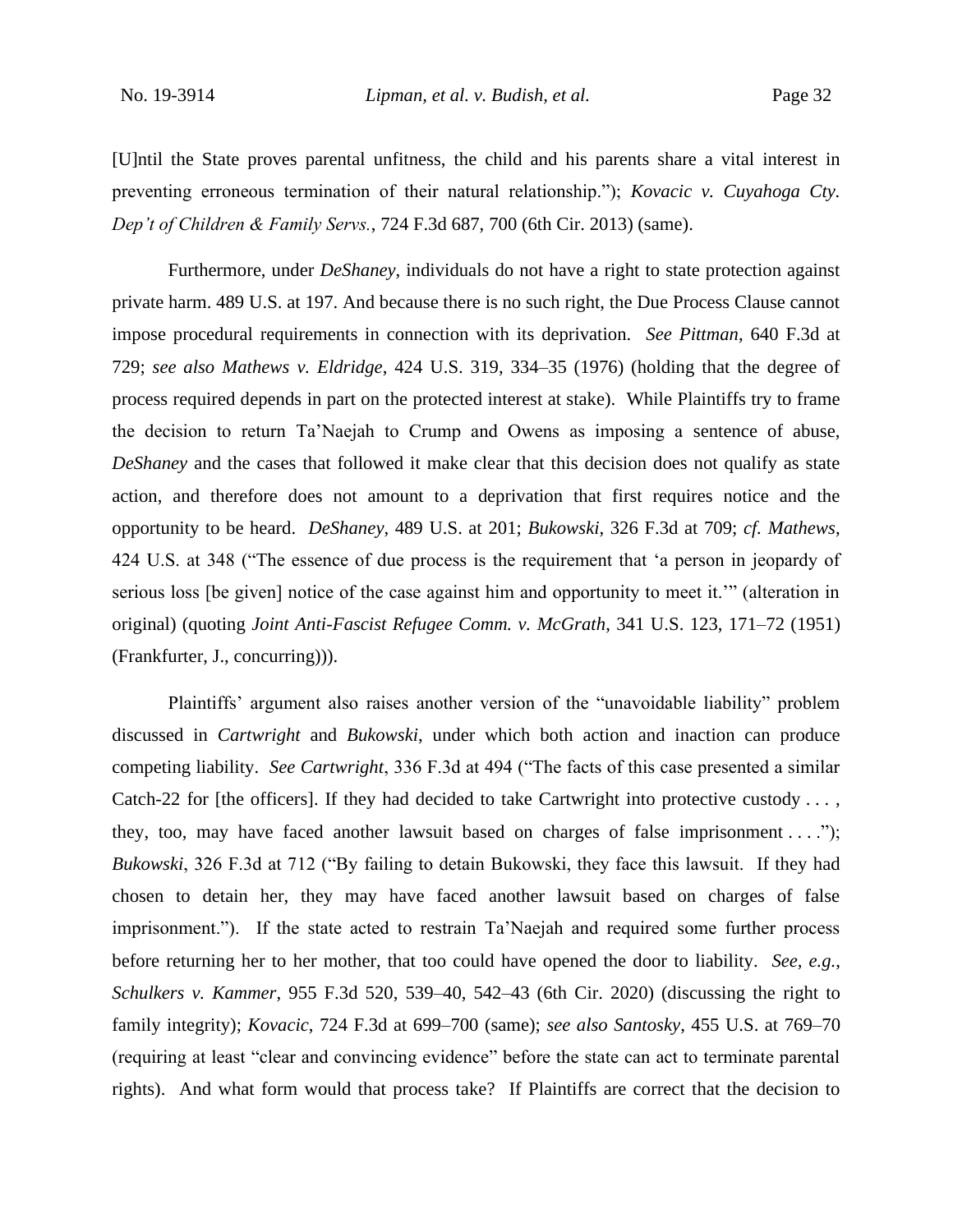[U]ntil the State proves parental unfitness, the child and his parents share a vital interest in preventing erroneous termination of their natural relationship."); *Kovacic v. Cuyahoga Cty. Dep't of Children & Family Servs.*, 724 F.3d 687, 700 (6th Cir. 2013) (same).

Furthermore, under *DeShaney*, individuals do not have a right to state protection against private harm. 489 U.S. at 197. And because there is no such right, the Due Process Clause cannot impose procedural requirements in connection with its deprivation. *See Pittman*, 640 F.3d at 729; *see also Mathews v. Eldridge*, 424 U.S. 319, 334–35 (1976) (holding that the degree of process required depends in part on the protected interest at stake). While Plaintiffs try to frame the decision to return Ta'Naejah to Crump and Owens as imposing a sentence of abuse, *DeShaney* and the cases that followed it make clear that this decision does not qualify as state action, and therefore does not amount to a deprivation that first requires notice and the opportunity to be heard. *DeShaney*, 489 U.S. at 201; *Bukowski*, 326 F.3d at 709; *cf. Mathews*, 424 U.S. at 348 ("The essence of due process is the requirement that 'a person in jeopardy of serious loss [be given] notice of the case against him and opportunity to meet it.'" (alteration in original) (quoting *Joint Anti-Fascist Refugee Comm. v. McGrath*, 341 U.S. 123, 171–72 (1951) (Frankfurter, J., concurring))).

Plaintiffs' argument also raises another version of the "unavoidable liability" problem discussed in *Cartwright* and *Bukowski*, under which both action and inaction can produce competing liability. *See Cartwright*, 336 F.3d at 494 ("The facts of this case presented a similar Catch-22 for [the officers]. If they had decided to take Cartwright into protective custody . . . , they, too, may have faced another lawsuit based on charges of false imprisonment . . . ."); *Bukowski*, 326 F.3d at 712 ("By failing to detain Bukowski, they face this lawsuit. If they had chosen to detain her, they may have faced another lawsuit based on charges of false imprisonment."). If the state acted to restrain Ta'Naejah and required some further process before returning her to her mother, that too could have opened the door to liability. *See, e.g.*, *Schulkers v. Kammer*, 955 F.3d 520, 539–40, 542–43 (6th Cir. 2020) (discussing the right to family integrity); *Kovacic*, 724 F.3d at 699–700 (same); *see also Santosky*, 455 U.S. at 769–70 (requiring at least "clear and convincing evidence" before the state can act to terminate parental rights). And what form would that process take? If Plaintiffs are correct that the decision to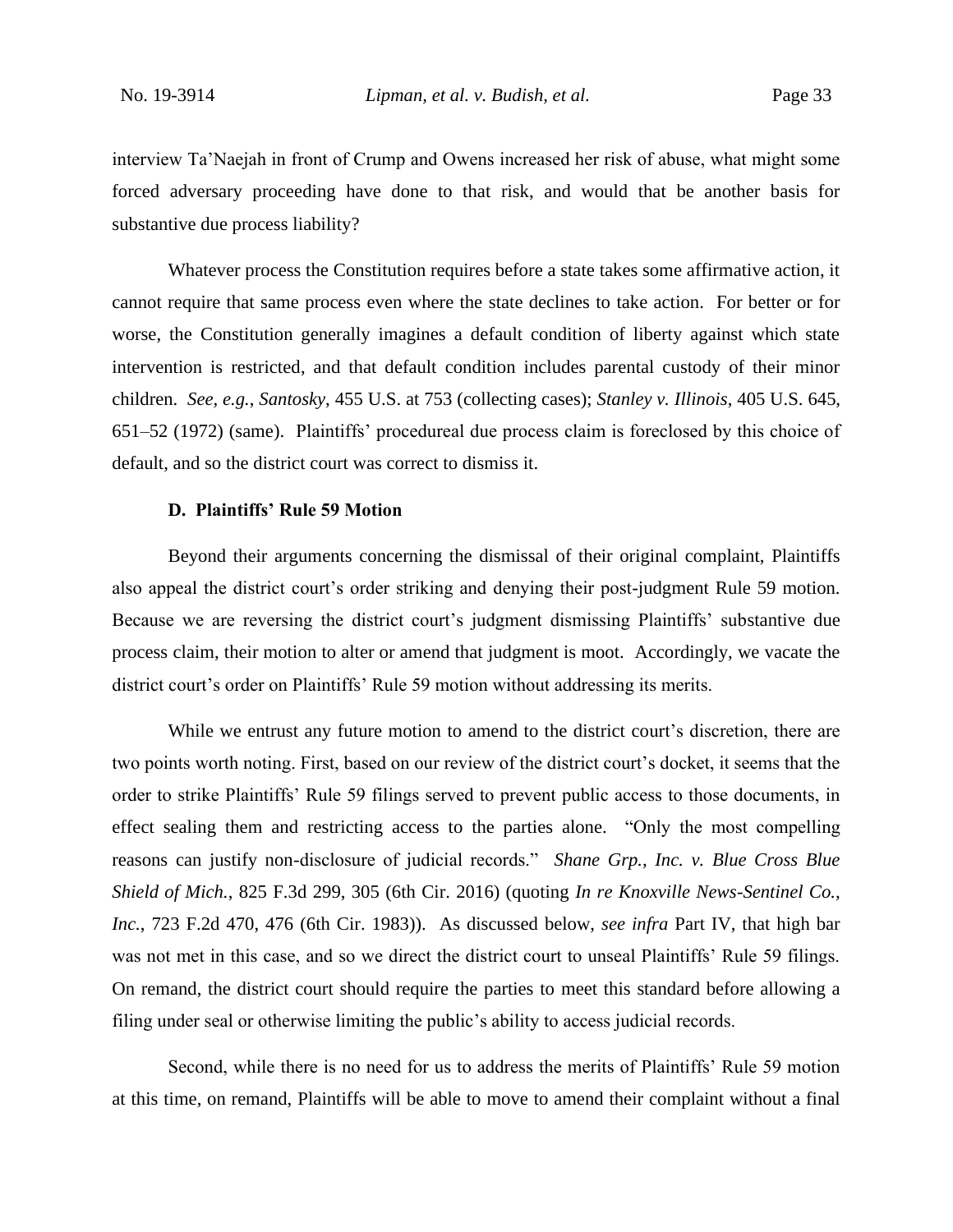interview Ta'Naejah in front of Crump and Owens increased her risk of abuse, what might some forced adversary proceeding have done to that risk, and would that be another basis for substantive due process liability?

Whatever process the Constitution requires before a state takes some affirmative action, it cannot require that same process even where the state declines to take action. For better or for worse, the Constitution generally imagines a default condition of liberty against which state intervention is restricted, and that default condition includes parental custody of their minor children. *See, e.g.*, *Santosky*, 455 U.S. at 753 (collecting cases); *Stanley v. Illinois*, 405 U.S. 645, 651–52 (1972) (same). Plaintiffs' procedureal due process claim is foreclosed by this choice of default, and so the district court was correct to dismiss it.

### D. Plaintiffs' Rule 59 Motion

Beyond their arguments concerning the dismissal of their original complaint, Plaintiffs also appeal the district court's order striking and denying their post-judgment Rule 59 motion. Because we are reversing the district court's judgment dismissing Plaintiffs' substantive due process claim, their motion to alter or amend that judgment is moot. Accordingly, we vacate the district court's order on Plaintiffs' Rule 59 motion without addressing its merits.

While we entrust any future motion to amend to the district court's discretion, there are two points worth noting. First, based on our review of the district court's docket, it seems that the order to strike Plaintiffs' Rule 59 filings served to prevent public access to those documents, in effect sealing them and restricting access to the parties alone. "Only the most compelling reasons can justify non-disclosure of judicial records." *Shane Grp., Inc. v. Blue Cross Blue Shield of Mich.*, 825 F.3d 299, 305 (6th Cir. 2016) (quoting *In re Knoxville News-Sentinel Co., Inc.*, 723 F.2d 470, 476 (6th Cir. 1983)). As discussed below, *see infra* Part IV, that high bar was not met in this case, and so we direct the district court to unseal Plaintiffs' Rule 59 filings. On remand, the district court should require the parties to meet this standard before allowing a filing under seal or otherwise limiting the public's ability to access judicial records.

Second, while there is no need for us to address the merits of Plaintiffs' Rule 59 motion at this time, on remand, Plaintiffs will be able to move to amend their complaint without a final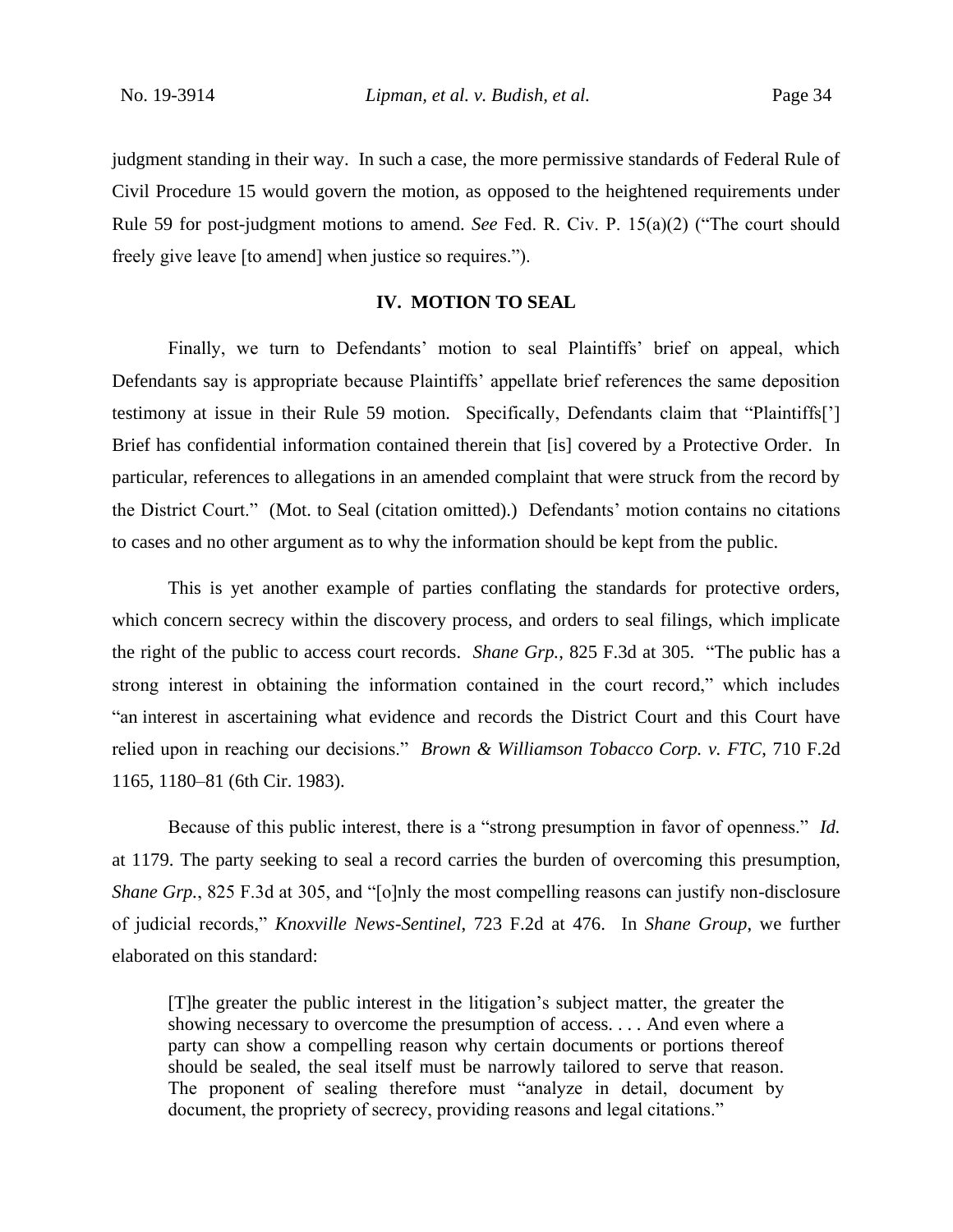judgment standing in their way. In such a case, the more permissive standards of Federal Rule of Civil Procedure 15 would govern the motion, as opposed to the heightened requirements under Rule 59 for post-judgment motions to amend. *See* Fed. R. Civ. P. 15(a)(2) ("The court should freely give leave [to amend] when justice so requires.").

## IV. MOTION TO SEAL

Finally, we turn to Defendants' motion to seal Plaintiffs' brief on appeal, which Defendants say is appropriate because Plaintiffs' appellate brief references the same deposition testimony at issue in their Rule 59 motion. Specifically, Defendants claim that "Plaintiffs['] Brief has confidential information contained therein that [is] covered by a Protective Order. In particular, references to allegations in an amended complaint that were struck from the record by the District Court." (Mot. to Seal (citation omitted).) Defendants' motion contains no citations to cases and no other argument as to why the information should be kept from the public.

This is yet another example of parties conflating the standards for protective orders, which concern secrecy within the discovery process, and orders to seal filings, which implicate the right of the public to access court records. *Shane Grp.*, 825 F.3d at 305. "The public has a strong interest in obtaining the information contained in the court record," which includes "an interest in ascertaining what evidence and records the District Court and this Court have relied upon in reaching our decisions." *Brown & Williamson Tobacco Corp. v. FTC*, 710 F.2d 1165, 1180–81 (6th Cir. 1983).

Because of this public interest, there is a "strong presumption in favor of openness." *Id.* at 1179. The party seeking to seal a record carries the burden of overcoming this presumption, *Shane Grp.*, 825 F.3d at 305, and "[o]nly the most compelling reasons can justify non-disclosure of judicial records," *Knoxville News-Sentinel*, 723 F.2d at 476. In *Shane Group*, we further elaborated on this standard:

> [T]he greater the public interest in the litigation's subject matter, the greater the showing necessary to overcome the presumption of access. . . . And even where a party can show a compelling reason why certain documents or portions thereof should be sealed, the seal itself must be narrowly tailored to serve that reason. The proponent of sealing therefore must "analyze in detail, document by document, the propriety of secrecy, providing reasons and legal citations."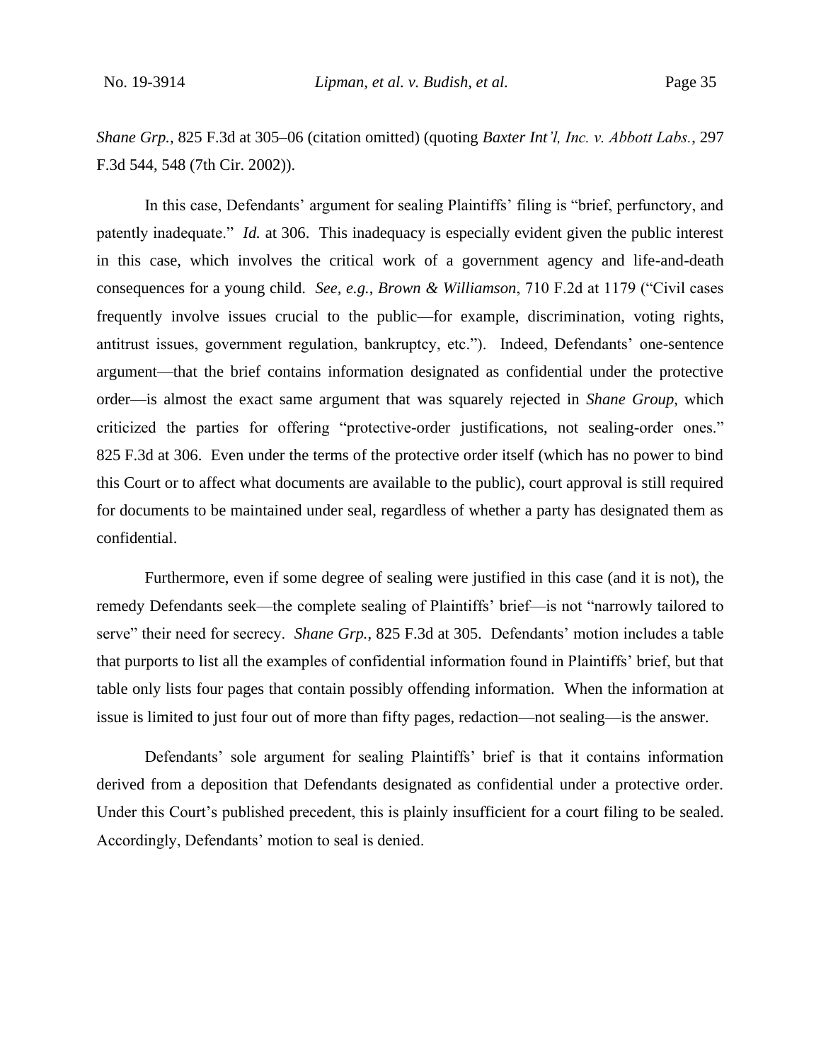*Shane Grp.*, 825 F.3d at 305–06 (citation omitted) (quoting *Baxter Int'l, Inc. v. Abbott Labs.*, 297 F.3d 544, 548 (7th Cir. 2002)).

In this case, Defendants' argument for sealing Plaintiffs' filing is "brief, perfunctory, and patently inadequate." *Id.* at 306. This inadequacy is especially evident given the public interest in this case, which involves the critical work of a government agency and life-and-death consequences for a young child. *See, e.g.*, *Brown & Williamson*, 710 F.2d at 1179 ("Civil cases frequently involve issues crucial to the public—for example, discrimination, voting rights, antitrust issues, government regulation, bankruptcy, etc."). Indeed, Defendants' one-sentence argument—that the brief contains information designated as confidential under the protective order—is almost the exact same argument that was squarely rejected in *Shane Group*, which criticized the parties for offering "protective-order justifications, not sealing-order ones." 825 F.3d at 306. Even under the terms of the protective order itself (which has no power to bind this Court or to affect what documents are available to the public), court approval is still required for documents to be maintained under seal, regardless of whether a party has designated them as confidential.

Furthermore, even if some degree of sealing were justified in this case (and it is not), the remedy Defendants seek—the complete sealing of Plaintiffs' brief—is not "narrowly tailored to serve" their need for secrecy. *Shane Grp.*, 825 F.3d at 305. Defendants' motion includes a table that purports to list all the examples of confidential information found in Plaintiffs' brief, but that table only lists four pages that contain possibly offending information. When the information at issue is limited to just four out of more than fifty pages, redaction—not sealing—is the answer.

Defendants' sole argument for sealing Plaintiffs' brief is that it contains information derived from a deposition that Defendants designated as confidential under a protective order. Under this Court's published precedent, this is plainly insufficient for a court filing to be sealed. Accordingly, Defendants' motion to seal is denied.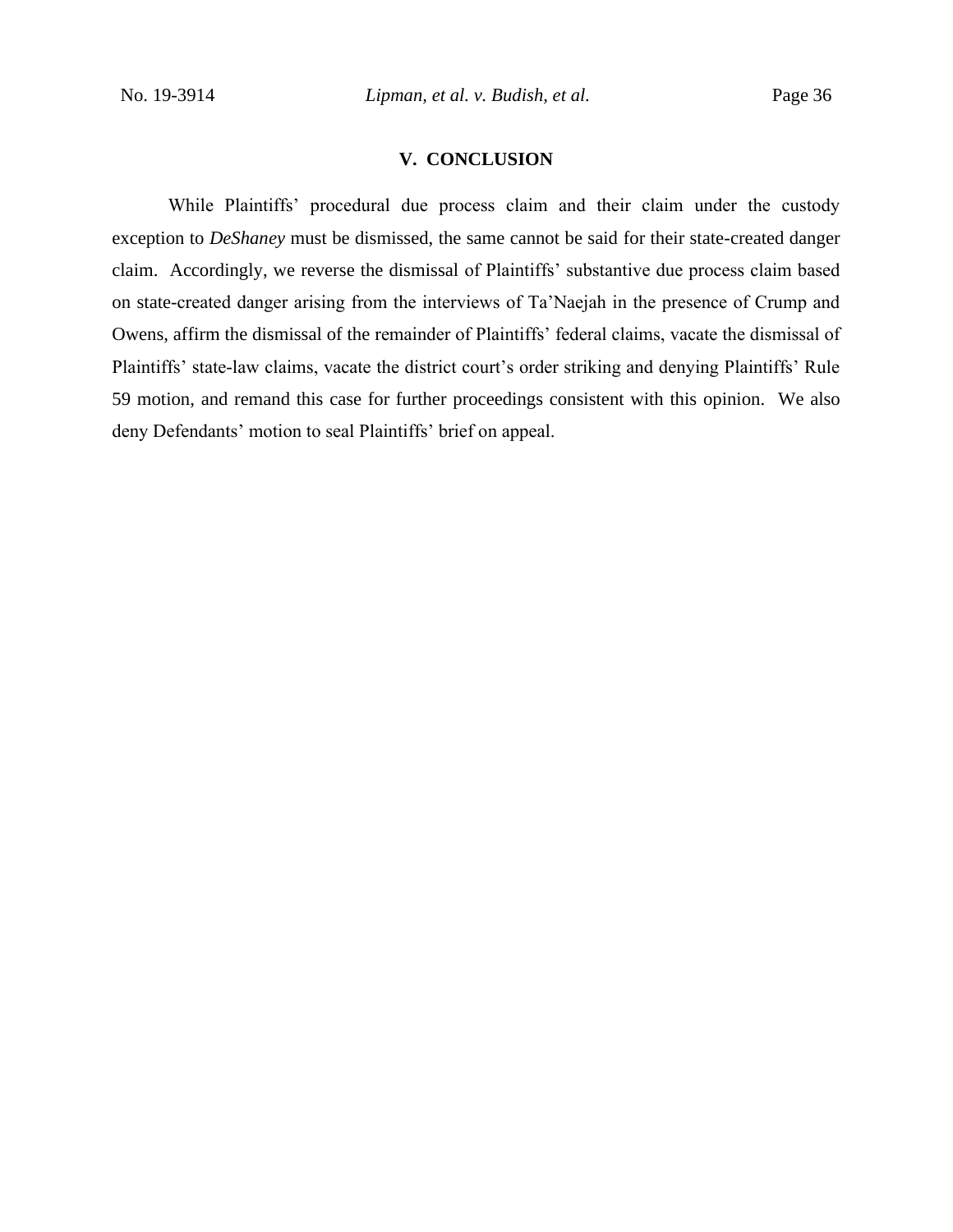## V. CONCLUSION

While Plaintiffs' procedural due process claim and their claim under the custody exception to *DeShaney* must be dismissed, the same cannot be said for their state-created danger claim. Accordingly, we reverse the dismissal of Plaintiffs' substantive due process claim based on state-created danger arising from the interviews of Ta'Naejah in the presence of Crump and Owens, affirm the dismissal of the remainder of Plaintiffs' federal claims, vacate the dismissal of Plaintiffs' state-law claims, vacate the district court's order striking and denying Plaintiffs' Rule 59 motion, and remand this case for further proceedings consistent with this opinion. We also deny Defendants' motion to seal Plaintiffs' brief on appeal.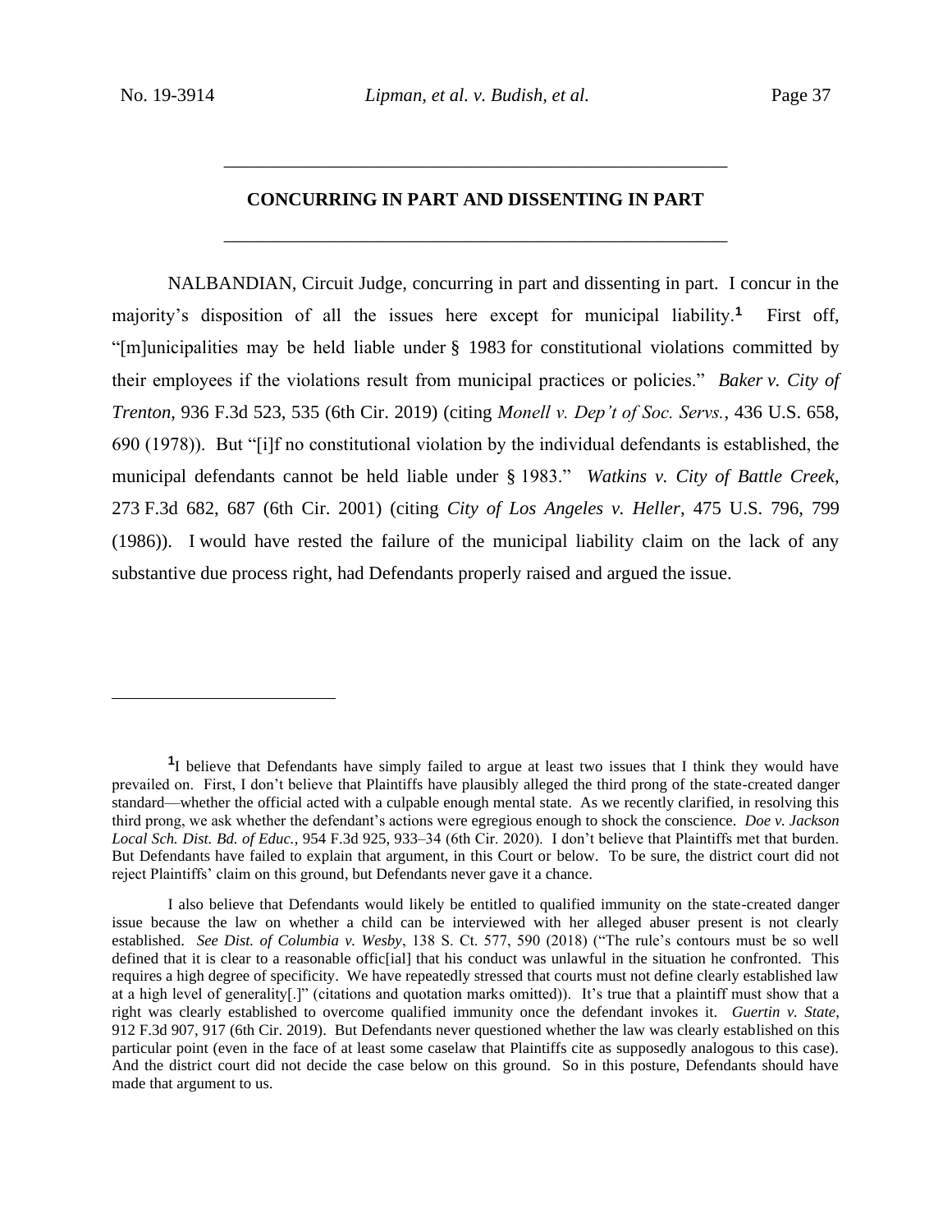## CONCURRING IN PART AND DISSENTING IN PART

NALBANDIAN, Circuit Judge, concurring in part and dissenting in part. I concur in the majority's disposition of all the issues here except for municipal liability.[1] First off, "[m]unicipalities may be held liable under § 1983 for constitutional violations committed by their employees if the violations result from municipal practices or policies." *Baker v. City of Trenton*, 936 F.3d 523, 535 (6th Cir. 2019) (citing *Monell v. Dep't of Soc. Servs.*, 436 U.S. 658, 690 (1978)). But "[i]f no constitutional violation by the individual defendants is established, the municipal defendants cannot be held liable under § 1983." *Watkins v. City of Battle Creek*, 273 F.3d 682, 687 (6th Cir. 2001) (citing *City of Los Angeles v. Heller*, 475 U.S. 796, 799 (1986)). I would have rested the failure of the municipal liability claim on the lack of any substantive due process right, had Defendants properly raised and argued the issue.

---

[1] I believe that Defendants have simply failed to argue at least two issues that I think they would have prevailed on. First, I don't believe that Plaintiffs have plausibly alleged the third prong of the state-created danger standard—whether the official acted with a culpable enough mental state. As we recently clarified, in resolving this third prong, we ask whether the defendant's actions were egregious enough to shock the conscience. *Doe v. Jackson Local Sch. Dist. Bd. of Educ.*, 954 F.3d 925, 933–34 (6th Cir. 2020). I don't believe that Plaintiffs met that burden. But Defendants have failed to explain that argument, in this Court or below. To be sure, the district court did not reject Plaintiffs' claim on this ground, but Defendants never gave it a chance.

I also believe that Defendants would likely be entitled to qualified immunity on the state-created danger issue because the law on whether a child can be interviewed with her alleged abuser present is not clearly established. *See Dist. of Columbia v. Wesby*, 138 S. Ct. 577, 590 (2018) ("The rule's contours must be so well defined that it is clear to a reasonable offic[ial] that his conduct was unlawful in the situation he confronted. This requires a high degree of specificity. We have repeatedly stressed that courts must not define clearly established law at a high level of generality[.]" (citations and quotation marks omitted)). It's true that a plaintiff must show that a right was clearly established to overcome qualified immunity once the defendant invokes it. *Guertin v. State*, 912 F.3d 907, 917 (6th Cir. 2019). But Defendants never questioned whether the law was clearly established on this particular point (even in the face of at least some caselaw that Plaintiffs cite as supposedly analogous to this case). And the district court did not decide the case below on this ground. So in this posture, Defendants should have made that argument to us.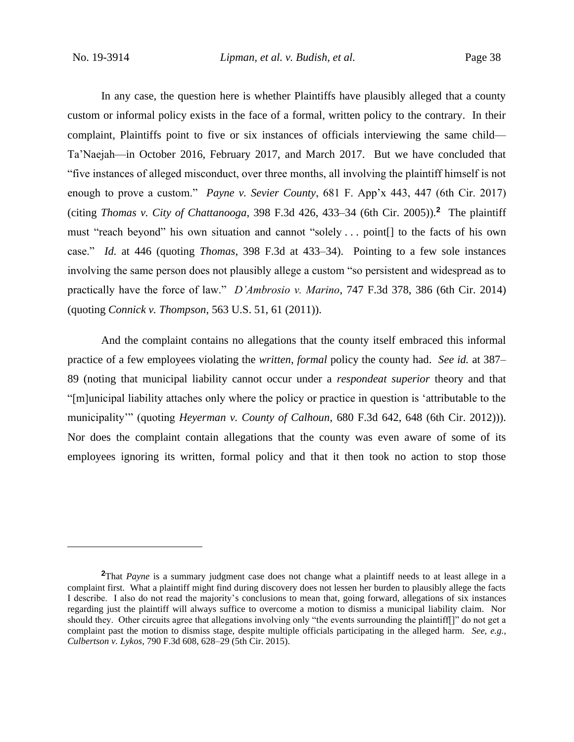In any case, the question here is whether Plaintiffs have plausibly alleged that a county custom or informal policy exists in the face of a formal, written policy to the contrary. In their complaint, Plaintiffs point to five or six instances of officials interviewing the same child—Ta'Naejah—in October 2016, February 2017, and March 2017. But we have concluded that "five instances of alleged misconduct, over three months, all involving the plaintiff himself is not enough to prove a custom." *Payne v. Sevier County*, 681 F. App'x 443, 447 (6th Cir. 2017) (citing *Thomas v. City of Chattanooga*, 398 F.3d 426, 433–34 (6th Cir. 2005)).[2] The plaintiff must "reach beyond" his own situation and cannot "solely . . . point[] to the facts of his own case." *Id.* at 446 (quoting *Thomas*, 398 F.3d at 433–34). Pointing to a few sole instances involving the same person does not plausibly allege a custom "so persistent and widespread as to practically have the force of law." *D'Ambrosio v. Marino*, 747 F.3d 378, 386 (6th Cir. 2014) (quoting *Connick v. Thompson*, 563 U.S. 51, 61 (2011)).

And the complaint contains no allegations that the county itself embraced this informal practice of a few employees violating the *written*, *formal* policy the county had. *See id.* at 387–89 (noting that municipal liability cannot occur under a *respondeat superior* theory and that "[m]unicipal liability attaches only where the policy or practice in question is 'attributable to the municipality'" (quoting *Heyerman v. County of Calhoun*, 680 F.3d 642, 648 (6th Cir. 2012))). Nor does the complaint contain allegations that the county was even aware of some of its employees ignoring its written, formal policy and that it then took no action to stop those

[2]That *Payne* is a summary judgment case does not change what a plaintiff needs to at least allege in a complaint first. What a plaintiff might find during discovery does not lessen her burden to plausibly allege the facts I describe. I also do not read the majority's conclusions to mean that, going forward, allegations of six instances regarding just the plaintiff will always suffice to overcome a motion to dismiss a municipal liability claim. Nor should they. Other circuits agree that allegations involving only "the events surrounding the plaintiff[]" do not get a complaint past the motion to dismiss stage, despite multiple officials participating in the alleged harm. *See, e.g.*, *Culbertson v. Lykos*, 790 F.3d 608, 628–29 (5th Cir. 2015).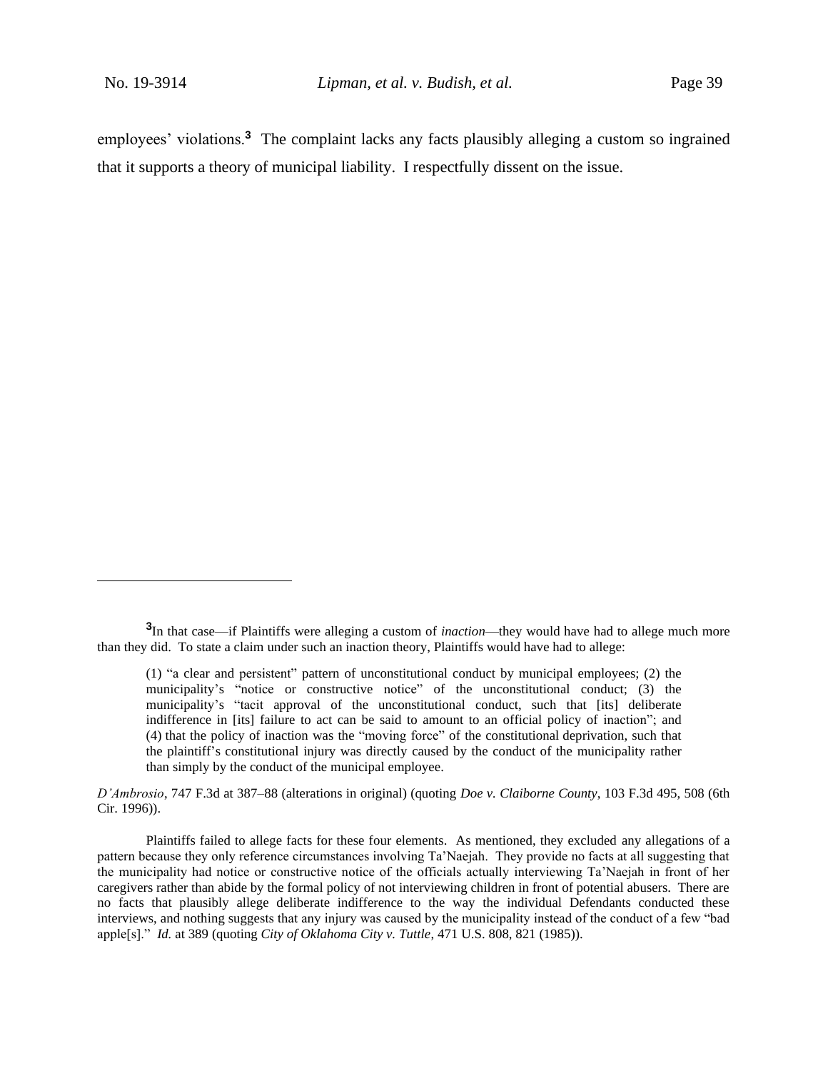employees' violations.[3] The complaint lacks any facts plausibly alleging a custom so ingrained that it supports a theory of municipal liability. I respectfully dissent on the issue.

---

[3]In that case—if Plaintiffs were alleging a custom of *inaction*—they would have had to allege much more than they did. To state a claim under such an inaction theory, Plaintiffs would have had to allege:

> (1) "a clear and persistent" pattern of unconstitutional conduct by municipal employees; (2) the municipality's "notice or constructive notice" of the unconstitutional conduct; (3) the municipality's "tacit approval of the unconstitutional conduct, such that [its] deliberate indifference in [its] failure to act can be said to amount to an official policy of inaction"; and (4) that the policy of inaction was the "moving force" of the constitutional deprivation, such that the plaintiff's constitutional injury was directly caused by the conduct of the municipality rather than simply by the conduct of the municipal employee.

*D'Ambrosio*, 747 F.3d at 387–88 (alterations in original) (quoting *Doe v. Claiborne County*, 103 F.3d 495, 508 (6th Cir. 1996)).

Plaintiffs failed to allege facts for these four elements. As mentioned, they excluded any allegations of a pattern because they only reference circumstances involving Ta'Naejah. They provide no facts at all suggesting that the municipality had notice or constructive notice of the officials actually interviewing Ta'Naejah in front of her caregivers rather than abide by the formal policy of not interviewing children in front of potential abusers. There are no facts that plausibly allege deliberate indifference to the way the individual Defendants conducted these interviews, and nothing suggests that any injury was caused by the municipality instead of the conduct of a few "bad apple[s]." *Id.* at 389 (quoting *City of Oklahoma City v. Tuttle*, 471 U.S. 808, 821 (1985)).